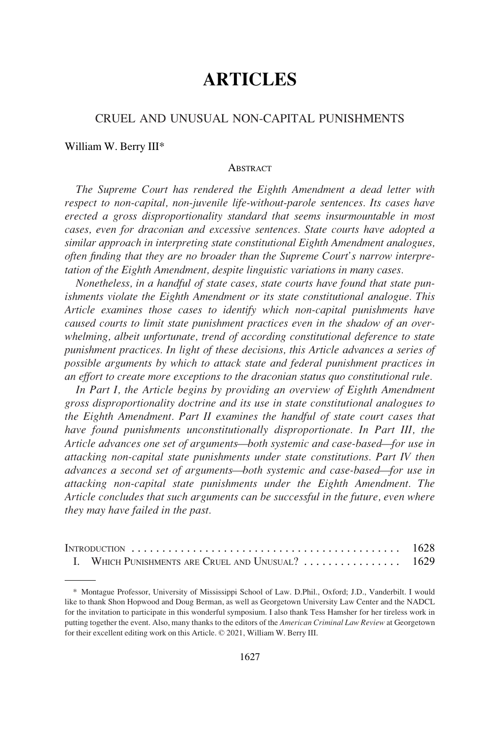# ARTICLES

## CRUEL AND UNUSUAL NON-CAPITAL PUNISHMENTS

William W. Berry III*

### Abstract

*The Supreme Court has rendered the Eighth Amendment a dead letter with respect to non-capital, non-juvenile life-without-parole sentences. Its cases have erected a gross disproportionality standard that seems insurmountable in most cases, even for draconian and excessive sentences. State courts have adopted a similar approach in interpreting state constitutional Eighth Amendment analogues, often finding that they are no broader than the Supreme Court's narrow interpretation of the Eighth Amendment, despite linguistic variations in many cases.*

*Nonetheless, in a handful of state cases, state courts have found that state punishments violate the Eighth Amendment or its state constitutional analogue. This Article examines those cases to identify which non-capital punishments have caused courts to limit state punishment practices even in the shadow of an overwhelming, albeit unfortunate, trend of according constitutional deference to state punishment practices. In light of these decisions, this Article advances a series of possible arguments by which to attack state and federal punishment practices in an effort to create more exceptions to the draconian status quo constitutional rule.*

*In Part I, the Article begins by providing an overview of Eighth Amendment gross disproportionality doctrine and its use in state constitutional analogues to the Eighth Amendment. Part II examines the handful of state court cases that have found punishments unconstitutionally disproportionate. In Part III, the Article advances one set of arguments—both systemic and case-based—for use in attacking non-capital state punishments under state constitutions. Part IV then advances a second set of arguments—both systemic and case-based—for use in attacking non-capital state punishments under the Eighth Amendment. The Article concludes that such arguments can be successful in the future, even where they may have failed in the past.*

| | |
|---|---|
| Introduction | 1628 |
| I. Which Punishments are Cruel and Unusual? | 1629 |

\* Montague Professor, University of Mississippi School of Law. D.Phil., Oxford; J.D., Vanderbilt. I would like to thank Shon Hopwood and Doug Berman, as well as Georgetown University Law Center and the NADCL for the invitation to participate in this wonderful symposium. I also thank Tess Hamsher for her tireless work in putting together the event. Also, many thanks to the editors of the *American Criminal Law Review* at Georgetown for their excellent editing work on this Article. © 2021, William W. Berry III.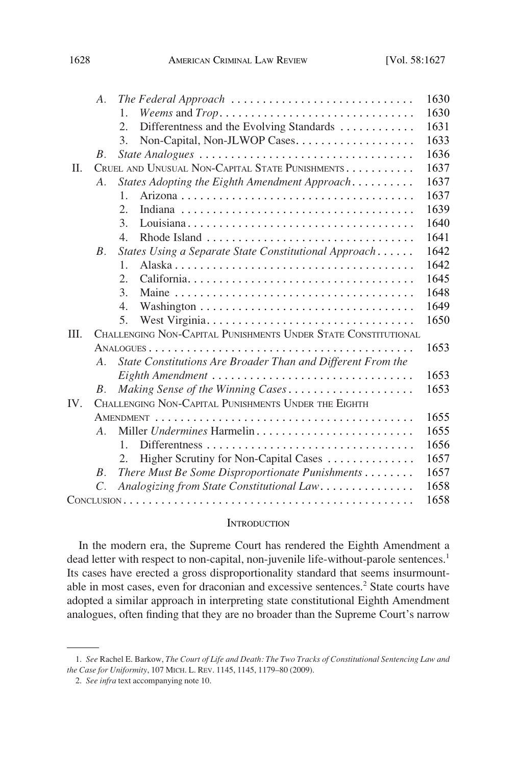| | | | |
|---|---|---|---|
| | *A.* | *The Federal Approach* | 1630 |
| | | 1. *Weems* and *Trop* | 1630 |
| | | 2. Differentness and the Evolving Standards | 1631 |
| | | 3. Non-Capital, Non-JLWOP Cases | 1633 |
| | *B.* | *State Analogues* | 1636 |
| II. | CRUEL AND UNUSUAL NON-CAPITAL STATE PUNISHMENTS | | 1637 |
| | *A.* | *States Adopting the Eighth Amendment Approach* | 1637 |
| | | 1. Arizona | 1637 |
| | | 2. Indiana | 1639 |
| | | 3. Louisiana | 1640 |
| | | 4. Rhode Island | 1641 |
| | *B.* | *States Using a Separate State Constitutional Approach* | 1642 |
| | | 1. Alaska | 1642 |
| | | 2. California | 1645 |
| | | 3. Maine | 1648 |
| | | 4. Washington | 1649 |
| | | 5. West Virginia | 1650 |
| III. | CHALLENGING NON-CAPITAL PUNISHMENTS UNDER STATE CONSTITUTIONAL ANALOGUES | | 1653 |
| | *A.* | *State Constitutions Are Broader Than and Different From the Eighth Amendment* | 1653 |
| | *B.* | *Making Sense of the Winning Cases* | 1653 |
| IV. | CHALLENGING NON-CAPITAL PUNISHMENTS UNDER THE EIGHTH AMENDMENT | | 1655 |
| | *A.* | Miller *Undermines* Harmelin | 1655 |
| | | 1. Differentness | 1656 |
| | | 2. Higher Scrutiny for Non-Capital Cases | 1657 |
| | *B.* | *There Must Be Some Disproportionate Punishments* | 1657 |
| | *C.* | *Analogizing from State Constitutional Law* | 1658 |
| CONCLUSION | | | 1658 |

## INTRODUCTION

In the modern era, the Supreme Court has rendered the Eighth Amendment a dead letter with respect to non-capital, non-juvenile life-without-parole sentences.[1] Its cases have erected a gross disproportionality standard that seems insurmountable in most cases, even for draconian and excessive sentences.[2] State courts have adopted a similar approach in interpreting state constitutional Eighth Amendment analogues, often finding that they are no broader than the Supreme Court's narrow

---

1. *See* Rachel E. Barkow, *The Court of Life and Death: The Two Tracks of Constitutional Sentencing Law and the Case for Uniformity*, 107 MICH. L. REV. 1145, 1145, 1179–80 (2009).

2. *See infra* text accompanying note 10.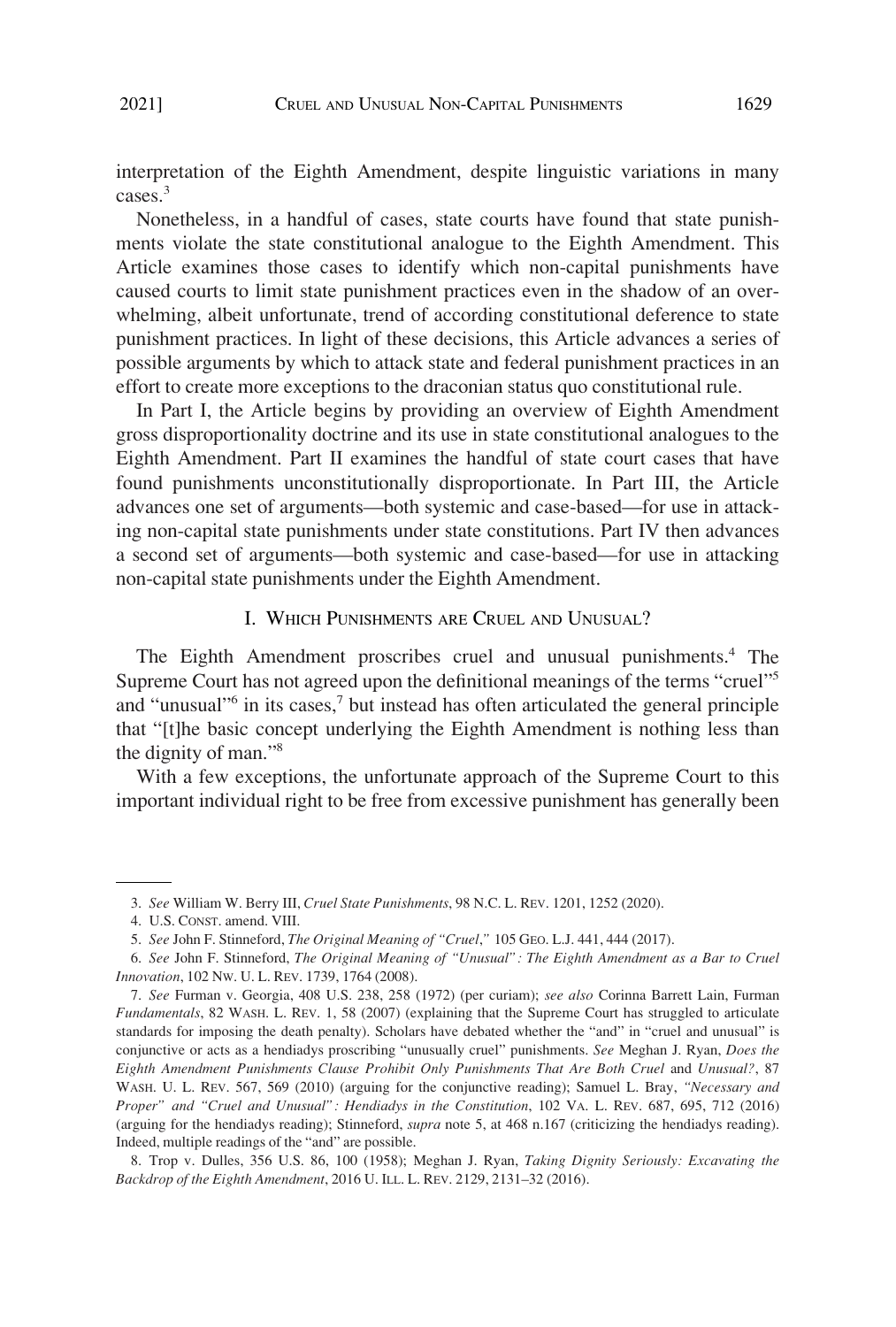interpretation of the Eighth Amendment, despite linguistic variations in many cases.[3]

Nonetheless, in a handful of cases, state courts have found that state punishments violate the state constitutional analogue to the Eighth Amendment. This Article examines those cases to identify which non-capital punishments have caused courts to limit state punishment practices even in the shadow of an overwhelming, albeit unfortunate, trend of according constitutional deference to state punishment practices. In light of these decisions, this Article advances a series of possible arguments by which to attack state and federal punishment practices in an effort to create more exceptions to the draconian status quo constitutional rule.

In Part I, the Article begins by providing an overview of Eighth Amendment gross disproportionality doctrine and its use in state constitutional analogues to the Eighth Amendment. Part II examines the handful of state court cases that have found punishments unconstitutionally disproportionate. In Part III, the Article advances one set of arguments—both systemic and case-based—for use in attacking non-capital state punishments under state constitutions. Part IV then advances a second set of arguments—both systemic and case-based—for use in attacking non-capital state punishments under the Eighth Amendment.

## I. Which Punishments are Cruel and Unusual?

The Eighth Amendment proscribes cruel and unusual punishments.[4] The Supreme Court has not agreed upon the definitional meanings of the terms "cruel"[5] and "unusual"[6] in its cases,[7] but instead has often articulated the general principle that "[t]he basic concept underlying the Eighth Amendment is nothing less than the dignity of man."[8]

With a few exceptions, the unfortunate approach of the Supreme Court to this important individual right to be free from excessive punishment has generally been

---

3. *See* William W. Berry III, *Cruel State Punishments*, 98 N.C. L. Rev. 1201, 1252 (2020).

4. U.S. Const. amend. VIII.

5. *See* John F. Stinneford, *The Original Meaning of "Cruel*,*"* 105 Geo. L.J. 441, 444 (2017).

6. *See* John F. Stinneford, *The Original Meaning of "Unusual": The Eighth Amendment as a Bar to Cruel Innovation*, 102 Nw. U. L. Rev. 1739, 1764 (2008).

7. *See* Furman v. Georgia, 408 U.S. 238, 258 (1972) (per curiam); *see also* Corinna Barrett Lain, Furman *Fundamentals*, 82 Wash. L. Rev. 1, 58 (2007) (explaining that the Supreme Court has struggled to articulate standards for imposing the death penalty). Scholars have debated whether the "and" in "cruel and unusual" is conjunctive or acts as a hendiadys proscribing "unusually cruel" punishments. *See* Meghan J. Ryan, *Does the Eighth Amendment Punishments Clause Prohibit Only Punishments That Are Both Cruel* and *Unusual?*, 87 Wash. U. L. Rev. 567, 569 (2010) (arguing for the conjunctive reading); Samuel L. Bray, *"Necessary and Proper" and "Cruel and Unusual": Hendiadys in the Constitution*, 102 Va. L. Rev. 687, 695, 712 (2016) (arguing for the hendiadys reading); Stinneford, *supra* note 5, at 468 n.167 (criticizing the hendiadys reading). Indeed, multiple readings of the "and" are possible.

8. Trop v. Dulles, 356 U.S. 86, 100 (1958); Meghan J. Ryan, *Taking Dignity Seriously: Excavating the Backdrop of the Eighth Amendment*, 2016 U. Ill. L. Rev. 2129, 2131–32 (2016).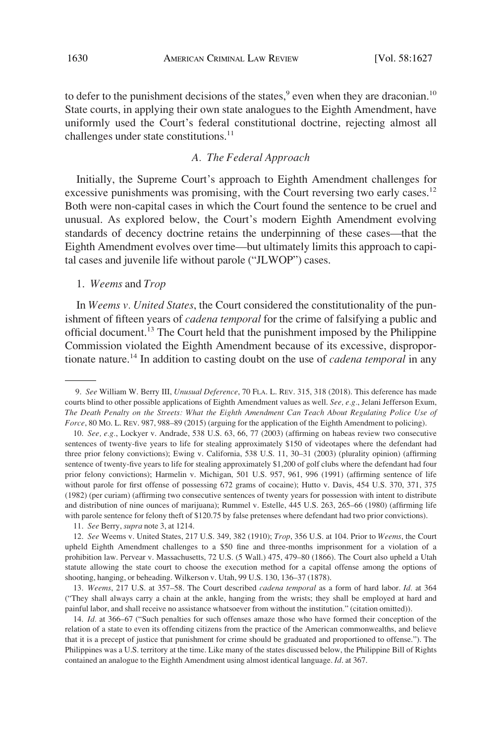to defer to the punishment decisions of the states,[9] even when they are draconian.[10] State courts, in applying their own state analogues to the Eighth Amendment, have uniformly used the Court's federal constitutional doctrine, rejecting almost all challenges under state constitutions.[11]

### A. *The Federal Approach*

Initially, the Supreme Court's approach to Eighth Amendment challenges for excessive punishments was promising, with the Court reversing two early cases.[12] Both were non-capital cases in which the Court found the sentence to be cruel and unusual. As explored below, the Court's modern Eighth Amendment evolving standards of decency doctrine retains the underpinning of these cases—that the Eighth Amendment evolves over time—but ultimately limits this approach to capital cases and juvenile life without parole ("JLWOP") cases.

#### 1. *Weems* and *Trop*

In *Weems v. United States*, the Court considered the constitutionality of the punishment of fifteen years of *cadena temporal* for the crime of falsifying a public and official document.[13] The Court held that the punishment imposed by the Philippine Commission violated the Eighth Amendment because of its excessive, disproportionate nature.[14] In addition to casting doubt on the use of *cadena temporal* in any

---

9. *See* William W. Berry III, *Unusual Deference*, 70 FLA. L. REV. 315, 318 (2018). This deference has made courts blind to other possible applications of Eighth Amendment values as well. *See, e.g.*, Jelani Jefferson Exum, *The Death Penalty on the Streets: What the Eighth Amendment Can Teach About Regulating Police Use of Force*, 80 MO. L. REV. 987, 988–89 (2015) (arguing for the application of the Eighth Amendment to policing).

10. *See, e.g.*, Lockyer v. Andrade, 538 U.S. 63, 66, 77 (2003) (affirming on habeas review two consecutive sentences of twenty-five years to life for stealing approximately $150 of videotapes where the defendant had three prior felony convictions); Ewing v. California, 538 U.S. 11, 30–31 (2003) (plurality opinion) (affirming sentence of twenty-five years to life for stealing approximately $1,200 of golf clubs where the defendant had four prior felony convictions); Harmelin v. Michigan, 501 U.S. 957, 961, 996 (1991) (affirming sentence of life without parole for first offense of possessing 672 grams of cocaine); Hutto v. Davis, 454 U.S. 370, 371, 375 (1982) (per curiam) (affirming two consecutive sentences of twenty years for possession with intent to distribute and distribution of nine ounces of marijuana); Rummel v. Estelle, 445 U.S. 263, 265–66 (1980) (affirming life with parole sentence for felony theft of $120.75 by false pretenses where defendant had two prior convictions).

11. *See* Berry, *supra* note 3, at 1214.

12. *See* Weems v. United States, 217 U.S. 349, 382 (1910); *Trop*, 356 U.S. at 104. Prior to *Weems*, the Court upheld Eighth Amendment challenges to a $50 fine and three-months imprisonment for a violation of a prohibition law. Pervear v. Massachusetts, 72 U.S. (5 Wall.) 475, 479–80 (1866). The Court also upheld a Utah statute allowing the state court to choose the execution method for a capital offense among the options of shooting, hanging, or beheading. Wilkerson v. Utah, 99 U.S. 130, 136–37 (1878).

13. *Weems*, 217 U.S. at 357–58. The Court described *cadena temporal* as a form of hard labor. *Id.* at 364 ("They shall always carry a chain at the ankle, hanging from the wrists; they shall be employed at hard and painful labor, and shall receive no assistance whatsoever from without the institution." (citation omitted)).

14. *Id.* at 366–67 ("Such penalties for such offenses amaze those who have formed their conception of the relation of a state to even its offending citizens from the practice of the American commonwealths, and believe that it is a precept of justice that punishment for crime should be graduated and proportioned to offense."). The Philippines was a U.S. territory at the time. Like many of the states discussed below, the Philippine Bill of Rights contained an analogue to the Eighth Amendment using almost identical language. *Id.* at 367.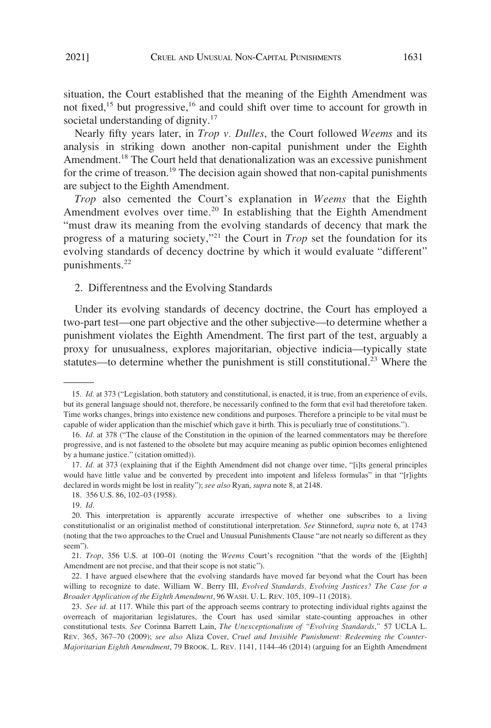situation, the Court established that the meaning of the Eighth Amendment was not fixed,[15] but progressive,[16] and could shift over time to account for growth in societal understanding of dignity.[17]

Nearly fifty years later, in *Trop v. Dulles*, the Court followed *Weems* and its analysis in striking down another non-capital punishment under the Eighth Amendment.[18] The Court held that denationalization was an excessive punishment for the crime of treason.[19] The decision again showed that non-capital punishments are subject to the Eighth Amendment.

*Trop* also cemented the Court's explanation in *Weems* that the Eighth Amendment evolves over time.[20] In establishing that the Eighth Amendment "must draw its meaning from the evolving standards of decency that mark the progress of a maturing society,"[21] the Court in *Trop* set the foundation for its evolving standards of decency doctrine by which it would evaluate "different" punishments.[22]

### 2. Differentness and the Evolving Standards

Under its evolving standards of decency doctrine, the Court has employed a two-part test—one part objective and the other subjective—to determine whether a punishment violates the Eighth Amendment. The first part of the test, arguably a proxy for unusualness, explores majoritarian, objective indicia—typically state statutes—to determine whether the punishment is still constitutional.[23] Where the

---

15. *Id.* at 373 ("Legislation, both statutory and constitutional, is enacted, it is true, from an experience of evils, but its general language should not, therefore, be necessarily confined to the form that evil had theretofore taken. Time works changes, brings into existence new conditions and purposes. Therefore a principle to be vital must be capable of wider application than the mischief which gave it birth. This is peculiarly true of constitutions.").

16. *Id.* at 378 ("The clause of the Constitution in the opinion of the learned commentators may be therefore progressive, and is not fastened to the obsolete but may acquire meaning as public opinion becomes enlightened by a humane justice." (citation omitted)).

17. *Id.* at 373 (explaining that if the Eighth Amendment did not change over time, "[i]ts general principles would have little value and be converted by precedent into impotent and lifeless formulas" in that "[r]ights declared in words might be lost in reality"); *see also* Ryan, *supra* note 8, at 2148.

18. 356 U.S. 86, 102–03 (1958).

19. *Id.*

20. This interpretation is apparently accurate irrespective of whether one subscribes to a living constitutionalist or an originalist method of constitutional interpretation. *See* Stinneford, *supra* note 6, at 1743 (noting that the two approaches to the Cruel and Unusual Punishments Clause "are not nearly so different as they seem").

21. *Trop*, 356 U.S. at 100–01 (noting the *Weems* Court's recognition "that the words of the [Eighth] Amendment are not precise, and that their scope is not static").

22. I have argued elsewhere that the evolving standards have moved far beyond what the Court has been willing to recognize to date. William W. Berry III, *Evolved Standards, Evolving Justices? The Case for a Broader Application of the Eighth Amendment*, 96 WASH. U. L. REV. 105, 109–11 (2018).

23. *See id.* at 117. While this part of the approach seems contrary to protecting individual rights against the overreach of majoritarian legislatures, the Court has used similar state-counting approaches in other constitutional tests. *See* Corinna Barrett Lain, *The Unexceptionalism of "Evolving Standards,"* 57 UCLA L. REV. 365, 367–70 (2009); *see also* Aliza Cover, *Cruel and Invisible Punishment: Redeeming the Counter-Majoritarian Eighth Amendment*, 79 BROOK. L. REV. 1141, 1144–46 (2014) (arguing for an Eighth Amendment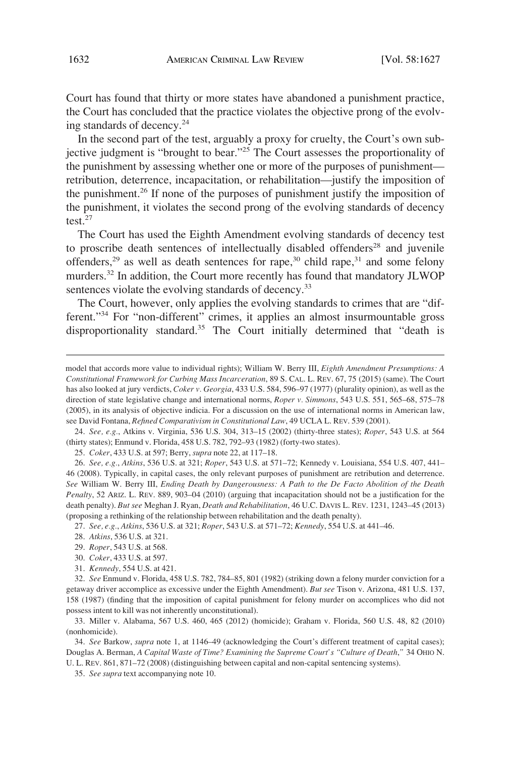Court has found that thirty or more states have abandoned a punishment practice, the Court has concluded that the practice violates the objective prong of the evolving standards of decency.[24]

In the second part of the test, arguably a proxy for cruelty, the Court's own subjective judgment is "brought to bear."[25] The Court assesses the proportionality of the punishment by assessing whether one or more of the purposes of punishment—retribution, deterrence, incapacitation, or rehabilitation—justify the imposition of the punishment.[26] If none of the purposes of punishment justify the imposition of the punishment, it violates the second prong of the evolving standards of decency test.[27]

The Court has used the Eighth Amendment evolving standards of decency test to proscribe death sentences of intellectually disabled offenders[28] and juvenile offenders,[29] as well as death sentences for rape,[30] child rape,[31] and some felony murders.[32] In addition, the Court more recently has found that mandatory JLWOP sentences violate the evolving standards of decency.[33]

The Court, however, only applies the evolving standards to crimes that are "different."[34] For "non-different" crimes, it applies an almost insurmountable gross disproportionality standard.[35] The Court initially determined that "death is

---

model that accords more value to individual rights); William W. Berry III, *Eighth Amendment Presumptions: A Constitutional Framework for Curbing Mass Incarceration*, 89 S. CAL. L. REV. 67, 75 (2015) (same). The Court has also looked at jury verdicts, *Coker v. Georgia*, 433 U.S. 584, 596–97 (1977) (plurality opinion), as well as the direction of state legislative change and international norms, *Roper v. Simmons*, 543 U.S. 551, 565–68, 575–78 (2005), in its analysis of objective indicia. For a discussion on the use of international norms in American law, see David Fontana, *Refined Comparativism in Constitutional Law*, 49 UCLA L. REV. 539 (2001).

24. *See, e.g.*, Atkins v. Virginia, 536 U.S. 304, 313–15 (2002) (thirty-three states); *Roper*, 543 U.S. at 564 (thirty states); Enmund v. Florida, 458 U.S. 782, 792–93 (1982) (forty-two states).

25. *Coker*, 433 U.S. at 597; Berry, *supra* note 22, at 117–18.

26. *See, e.g.*, *Atkins*, 536 U.S. at 321; *Roper*, 543 U.S. at 571–72; Kennedy v. Louisiana, 554 U.S. 407, 441–46 (2008). Typically, in capital cases, the only relevant purposes of punishment are retribution and deterrence. *See* William W. Berry III, *Ending Death by Dangerousness: A Path to the De Facto Abolition of the Death Penalty*, 52 ARIZ. L. REV. 889, 903–04 (2010) (arguing that incapacitation should not be a justification for the death penalty). *But see* Meghan J. Ryan, *Death and Rehabilitation*, 46 U.C. DAVIS L. REV. 1231, 1243–45 (2013) (proposing a rethinking of the relationship between rehabilitation and the death penalty).

27. *See, e.g.*, *Atkins*, 536 U.S. at 321; *Roper*, 543 U.S. at 571–72; *Kennedy*, 554 U.S. at 441–46.

28. *Atkins*, 536 U.S. at 321.

29. *Roper*, 543 U.S. at 568.

30. *Coker*, 433 U.S. at 597.

31. *Kennedy*, 554 U.S. at 421.

32. *See* Enmund v. Florida, 458 U.S. 782, 784–85, 801 (1982) (striking down a felony murder conviction for a getaway driver accomplice as excessive under the Eighth Amendment). *But see* Tison v. Arizona, 481 U.S. 137, 158 (1987) (finding that the imposition of capital punishment for felony murder on accomplices who did not possess intent to kill was not inherently unconstitutional).

33. Miller v. Alabama, 567 U.S. 460, 465 (2012) (homicide); Graham v. Florida, 560 U.S. 48, 82 (2010) (nonhomicide).

34. *See* Barkow, *supra* note 1, at 1146–49 (acknowledging the Court's different treatment of capital cases); Douglas A. Berman, *A Capital Waste of Time? Examining the Supreme Court's "Culture of Death*,*"* 34 OHIO N. U. L. REV. 861, 871–72 (2008) (distinguishing between capital and non-capital sentencing systems).

35. *See supra* text accompanying note 10.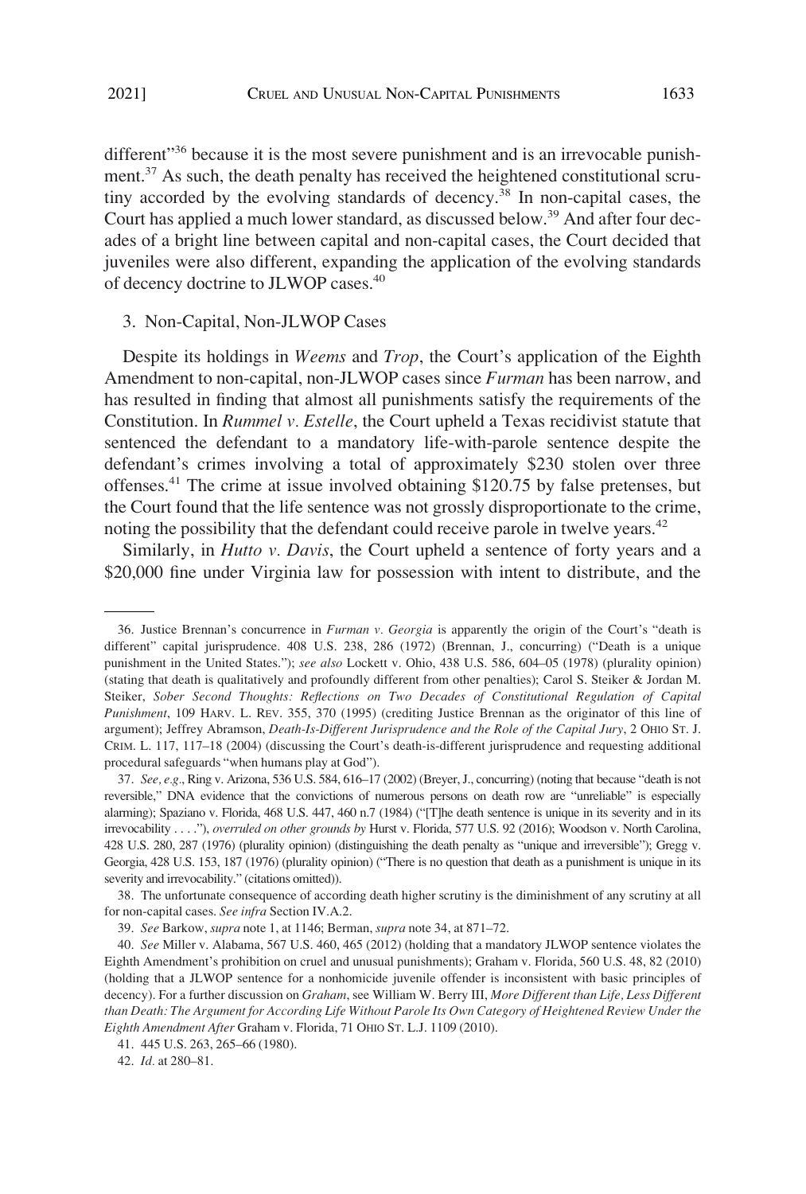different"[36] because it is the most severe punishment and is an irrevocable punishment.[37] As such, the death penalty has received the heightened constitutional scrutiny accorded by the evolving standards of decency.[38] In non-capital cases, the Court has applied a much lower standard, as discussed below.[39] And after four decades of a bright line between capital and non-capital cases, the Court decided that juveniles were also different, expanding the application of the evolving standards of decency doctrine to JLWOP cases.[40]

### 3. Non-Capital, Non-JLWOP Cases

Despite its holdings in *Weems* and *Trop*, the Court's application of the Eighth Amendment to non-capital, non-JLWOP cases since *Furman* has been narrow, and has resulted in finding that almost all punishments satisfy the requirements of the Constitution. In *Rummel v. Estelle*, the Court upheld a Texas recidivist statute that sentenced the defendant to a mandatory life-with-parole sentence despite the defendant's crimes involving a total of approximately $230 stolen over three offenses.[41] The crime at issue involved obtaining $120.75 by false pretenses, but the Court found that the life sentence was not grossly disproportionate to the crime, noting the possibility that the defendant could receive parole in twelve years.[42]

Similarly, in *Hutto v. Davis*, the Court upheld a sentence of forty years and a $20,000 fine under Virginia law for possession with intent to distribute, and the

---

36. Justice Brennan's concurrence in *Furman v. Georgia* is apparently the origin of the Court's "death is different" capital jurisprudence. 408 U.S. 238, 286 (1972) (Brennan, J., concurring) ("Death is a unique punishment in the United States."); *see also* Lockett v. Ohio, 438 U.S. 586, 604–05 (1978) (plurality opinion) (stating that death is qualitatively and profoundly different from other penalties); Carol S. Steiker & Jordan M. Steiker, *Sober Second Thoughts: Reflections on Two Decades of Constitutional Regulation of Capital Punishment*, 109 HARV. L. REV. 355, 370 (1995) (crediting Justice Brennan as the originator of this line of argument); Jeffrey Abramson, *Death-Is-Different Jurisprudence and the Role of the Capital Jury*, 2 OHIO ST. J. CRIM. L. 117, 117–18 (2004) (discussing the Court's death-is-different jurisprudence and requesting additional procedural safeguards "when humans play at God").

37. *See, e.g.*, Ring v. Arizona, 536 U.S. 584, 616–17 (2002) (Breyer, J., concurring) (noting that because "death is not reversible," DNA evidence that the convictions of numerous persons on death row are "unreliable" is especially alarming); Spaziano v. Florida, 468 U.S. 447, 460 n.7 (1984) ("[T]he death sentence is unique in its severity and in its irrevocability . . . ."), *overruled on other grounds by* Hurst v. Florida, 577 U.S. 92 (2016); Woodson v. North Carolina, 428 U.S. 280, 287 (1976) (plurality opinion) (distinguishing the death penalty as "unique and irreversible"); Gregg v. Georgia, 428 U.S. 153, 187 (1976) (plurality opinion) ("There is no question that death as a punishment is unique in its severity and irrevocability." (citations omitted)).

38. The unfortunate consequence of according death higher scrutiny is the diminishment of any scrutiny at all for non-capital cases. *See infra* Section IV.A.2.

39. *See* Barkow, *supra* note 1, at 1146; Berman, *supra* note 34, at 871–72.

40. *See* Miller v. Alabama, 567 U.S. 460, 465 (2012) (holding that a mandatory JLWOP sentence violates the Eighth Amendment's prohibition on cruel and unusual punishments); Graham v. Florida, 560 U.S. 48, 82 (2010) (holding that a JLWOP sentence for a nonhomicide juvenile offender is inconsistent with basic principles of decency). For a further discussion on *Graham*, see William W. Berry III, *More Different than Life, Less Different than Death: The Argument for According Life Without Parole Its Own Category of Heightened Review Under the Eighth Amendment After* Graham v. Florida, 71 OHIO ST. L.J. 1109 (2010).

41. 445 U.S. 263, 265–66 (1980).

42. *Id.* at 280–81.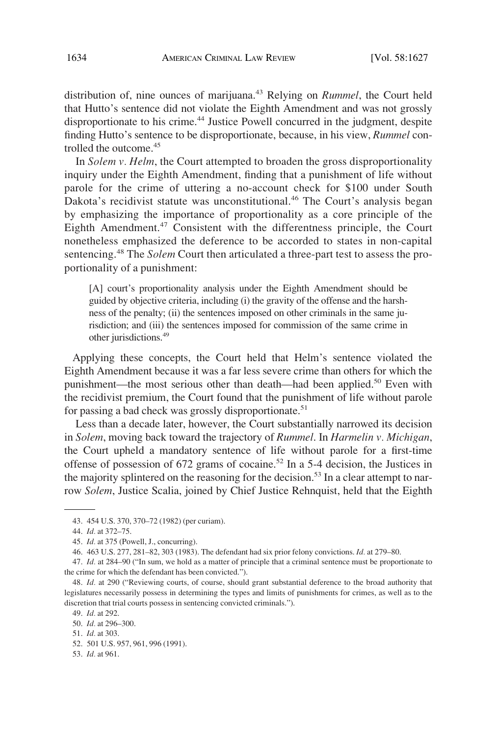distribution of, nine ounces of marijuana.[43] Relying on *Rummel*, the Court held that Hutto's sentence did not violate the Eighth Amendment and was not grossly disproportionate to his crime.[44] Justice Powell concurred in the judgment, despite finding Hutto's sentence to be disproportionate, because, in his view, *Rummel* controlled the outcome.[45]

In *Solem v. Helm*, the Court attempted to broaden the gross disproportionality inquiry under the Eighth Amendment, finding that a punishment of life without parole for the crime of uttering a no-account check for $100 under South Dakota's recidivist statute was unconstitutional.[46] The Court's analysis began by emphasizing the importance of proportionality as a core principle of the Eighth Amendment.[47] Consistent with the differentness principle, the Court nonetheless emphasized the deference to be accorded to states in non-capital sentencing.[48] The *Solem* Court then articulated a three-part test to assess the proportionality of a punishment:

> [A] court's proportionality analysis under the Eighth Amendment should be guided by objective criteria, including (i) the gravity of the offense and the harshness of the penalty; (ii) the sentences imposed on other criminals in the same jurisdiction; and (iii) the sentences imposed for commission of the same crime in other jurisdictions.[49]

Applying these concepts, the Court held that Helm's sentence violated the Eighth Amendment because it was a far less severe crime than others for which the punishment—the most serious other than death—had been applied.[50] Even with the recidivist premium, the Court found that the punishment of life without parole for passing a bad check was grossly disproportionate.[51]

Less than a decade later, however, the Court substantially narrowed its decision in *Solem*, moving back toward the trajectory of *Rummel*. In *Harmelin v. Michigan*, the Court upheld a mandatory sentence of life without parole for a first-time offense of possession of 672 grams of cocaine.[52] In a 5-4 decision, the Justices in the majority splintered on the reasoning for the decision.[53] In a clear attempt to narrow *Solem*, Justice Scalia, joined by Chief Justice Rehnquist, held that the Eighth

---

43. 454 U.S. 370, 370–72 (1982) (per curiam).

44. *Id.* at 372–75.

45. *Id.* at 375 (Powell, J., concurring).

46. 463 U.S. 277, 281–82, 303 (1983). The defendant had six prior felony convictions. *Id.* at 279–80.

47. *Id.* at 284–90 ("In sum, we hold as a matter of principle that a criminal sentence must be proportionate to the crime for which the defendant has been convicted.").

48. *Id.* at 290 ("Reviewing courts, of course, should grant substantial deference to the broad authority that legislatures necessarily possess in determining the types and limits of punishments for crimes, as well as to the discretion that trial courts possess in sentencing convicted criminals.").

49. *Id.* at 292.

50. *Id.* at 296–300.

51. *Id.* at 303.

52. 501 U.S. 957, 961, 996 (1991).

53. *Id.* at 961.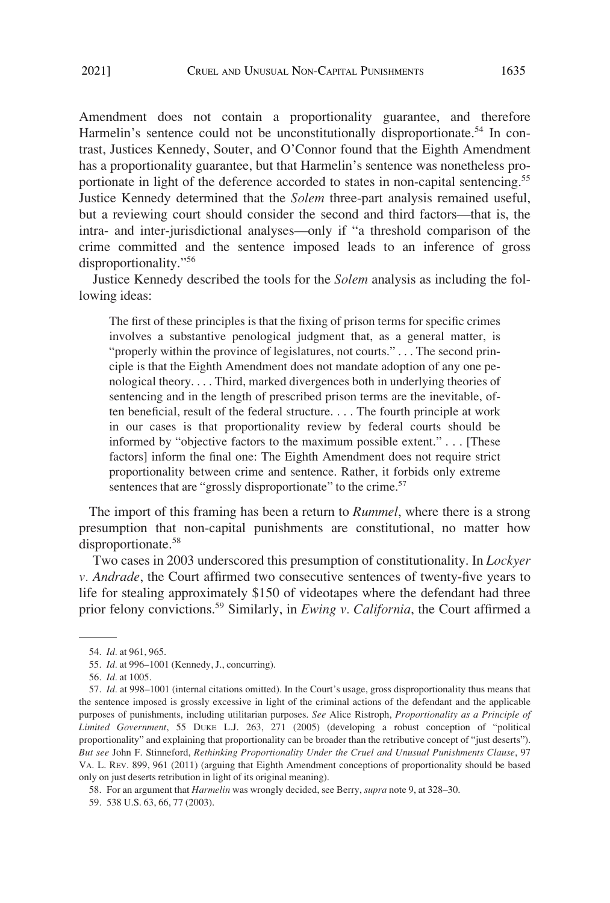Amendment does not contain a proportionality guarantee, and therefore Harmelin's sentence could not be unconstitutionally disproportionate.[54] In contrast, Justices Kennedy, Souter, and O'Connor found that the Eighth Amendment has a proportionality guarantee, but that Harmelin's sentence was nonetheless proportionate in light of the deference accorded to states in non-capital sentencing.[55] Justice Kennedy determined that the *Solem* three-part analysis remained useful, but a reviewing court should consider the second and third factors—that is, the intra- and inter-jurisdictional analyses—only if "a threshold comparison of the crime committed and the sentence imposed leads to an inference of gross disproportionality."[56]

Justice Kennedy described the tools for the *Solem* analysis as including the following ideas:

> The first of these principles is that the fixing of prison terms for specific crimes involves a substantive penological judgment that, as a general matter, is "properly within the province of legislatures, not courts." . . . The second principle is that the Eighth Amendment does not mandate adoption of any one penological theory. . . . Third, marked divergences both in underlying theories of sentencing and in the length of prescribed prison terms are the inevitable, often beneficial, result of the federal structure. . . . The fourth principle at work in our cases is that proportionality review by federal courts should be informed by "objective factors to the maximum possible extent." . . . [These factors] inform the final one: The Eighth Amendment does not require strict proportionality between crime and sentence. Rather, it forbids only extreme sentences that are "grossly disproportionate" to the crime.[57]

The import of this framing has been a return to *Rummel*, where there is a strong presumption that non-capital punishments are constitutional, no matter how disproportionate.[58]

Two cases in 2003 underscored this presumption of constitutionality. In *Lockyer v. Andrade*, the Court affirmed two consecutive sentences of twenty-five years to life for stealing approximately $150 of videotapes where the defendant had three prior felony convictions.[59] Similarly, in *Ewing v. California*, the Court affirmed a

---

54. *Id.* at 961, 965.

55. *Id.* at 996–1001 (Kennedy, J., concurring).

56. *Id.* at 1005.

57. *Id.* at 998–1001 (internal citations omitted). In the Court's usage, gross disproportionality thus means that the sentence imposed is grossly excessive in light of the criminal actions of the defendant and the applicable purposes of punishments, including utilitarian purposes. *See* Alice Ristroph, *Proportionality as a Principle of Limited Government*, 55 DUKE L.J. 263, 271 (2005) (developing a robust conception of "political proportionality" and explaining that proportionality can be broader than the retributive concept of "just deserts"). *But see* John F. Stinneford, *Rethinking Proportionality Under the Cruel and Unusual Punishments Clause*, 97 VA. L. REV. 899, 961 (2011) (arguing that Eighth Amendment conceptions of proportionality should be based only on just deserts retribution in light of its original meaning).

58. For an argument that *Harmelin* was wrongly decided, see Berry, *supra* note 9, at 328–30.

59. 538 U.S. 63, 66, 77 (2003).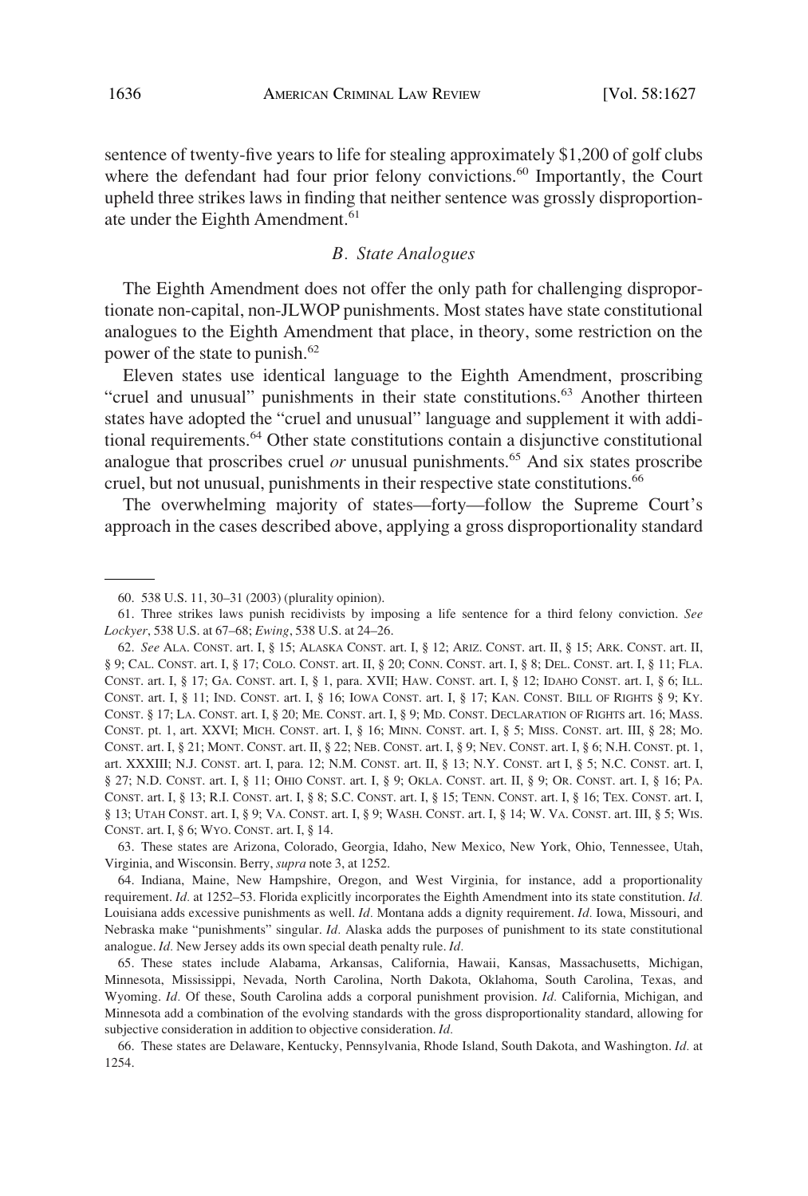sentence of twenty-five years to life for stealing approximately $1,200 of golf clubs where the defendant had four prior felony convictions.[60] Importantly, the Court upheld three strikes laws in finding that neither sentence was grossly disproportionate under the Eighth Amendment.[61]

### *B. State Analogues*

The Eighth Amendment does not offer the only path for challenging disproportionate non-capital, non-JLWOP punishments. Most states have state constitutional analogues to the Eighth Amendment that place, in theory, some restriction on the power of the state to punish.[62]

Eleven states use identical language to the Eighth Amendment, proscribing "cruel and unusual" punishments in their state constitutions.[63] Another thirteen states have adopted the "cruel and unusual" language and supplement it with additional requirements.[64] Other state constitutions contain a disjunctive constitutional analogue that proscribes cruel *or* unusual punishments.[65] And six states proscribe cruel, but not unusual, punishments in their respective state constitutions.[66]

The overwhelming majority of states—forty—follow the Supreme Court's approach in the cases described above, applying a gross disproportionality standard

---

60. 538 U.S. 11, 30–31 (2003) (plurality opinion).

61. Three strikes laws punish recidivists by imposing a life sentence for a third felony conviction. *See Lockyer*, 538 U.S. at 67–68; *Ewing*, 538 U.S. at 24–26.

62. *See* ALA. CONST. art. I, § 15; ALASKA CONST. art. I, § 12; ARIZ. CONST. art. II, § 15; ARK. CONST. art. II, § 9; CAL. CONST. art. I, § 17; COLO. CONST. art. II, § 20; CONN. CONST. art. I, § 8; DEL. CONST. art. I, § 11; FLA. CONST. art. I, § 17; GA. CONST. art. I, § 1, para. XVII; HAW. CONST. art. I, § 12; IDAHO CONST. art. I, § 6; ILL. CONST. art. I, § 11; IND. CONST. art. I, § 16; IOWA CONST. art. I, § 17; KAN. CONST. BILL OF RIGHTS § 9; KY. CONST. § 17; LA. CONST. art. I, § 20; ME. CONST. art. I, § 9; MD. CONST. DECLARATION OF RIGHTS art. 16; MASS. CONST. pt. 1, art. XXVI; MICH. CONST. art. I, § 16; MINN. CONST. art. I, § 5; MISS. CONST. art. III, § 28; MO. CONST. art. I, § 21; MONT. CONST. art. II, § 22; NEB. CONST. art. I, § 9; NEV. CONST. art. I, § 6; N.H. CONST. pt. 1, art. XXXIII; N.J. CONST. art. I, para. 12; N.M. CONST. art. II, § 13; N.Y. CONST. art I, § 5; N.C. CONST. art. I, § 27; N.D. CONST. art. I, § 11; OHIO CONST. art. I, § 9; OKLA. CONST. art. II, § 9; OR. CONST. art. I, § 16; PA. CONST. art. I, § 13; R.I. CONST. art. I, § 8; S.C. CONST. art. I, § 15; TENN. CONST. art. I, § 16; TEX. CONST. art. I, § 13; UTAH CONST. art. I, § 9; VA. CONST. art. I, § 9; WASH. CONST. art. I, § 14; W. VA. CONST. art. III, § 5; WIS. CONST. art. I, § 6; WYO. CONST. art. I, § 14.

63. These states are Arizona, Colorado, Georgia, Idaho, New Mexico, New York, Ohio, Tennessee, Utah, Virginia, and Wisconsin. Berry, *supra* note 3, at 1252.

64. Indiana, Maine, New Hampshire, Oregon, and West Virginia, for instance, add a proportionality requirement. *Id.* at 1252–53. Florida explicitly incorporates the Eighth Amendment into its state constitution. *Id.* Louisiana adds excessive punishments as well. *Id.* Montana adds a dignity requirement. *Id.* Iowa, Missouri, and Nebraska make "punishments" singular. *Id.* Alaska adds the purposes of punishment to its state constitutional analogue. *Id.* New Jersey adds its own special death penalty rule. *Id.*

65. These states include Alabama, Arkansas, California, Hawaii, Kansas, Massachusetts, Michigan, Minnesota, Mississippi, Nevada, North Carolina, North Dakota, Oklahoma, South Carolina, Texas, and Wyoming. *Id.* Of these, South Carolina adds a corporal punishment provision. *Id.* California, Michigan, and Minnesota add a combination of the evolving standards with the gross disproportionality standard, allowing for subjective consideration in addition to objective consideration. *Id.*

66. These states are Delaware, Kentucky, Pennsylvania, Rhode Island, South Dakota, and Washington. *Id.* at 1254.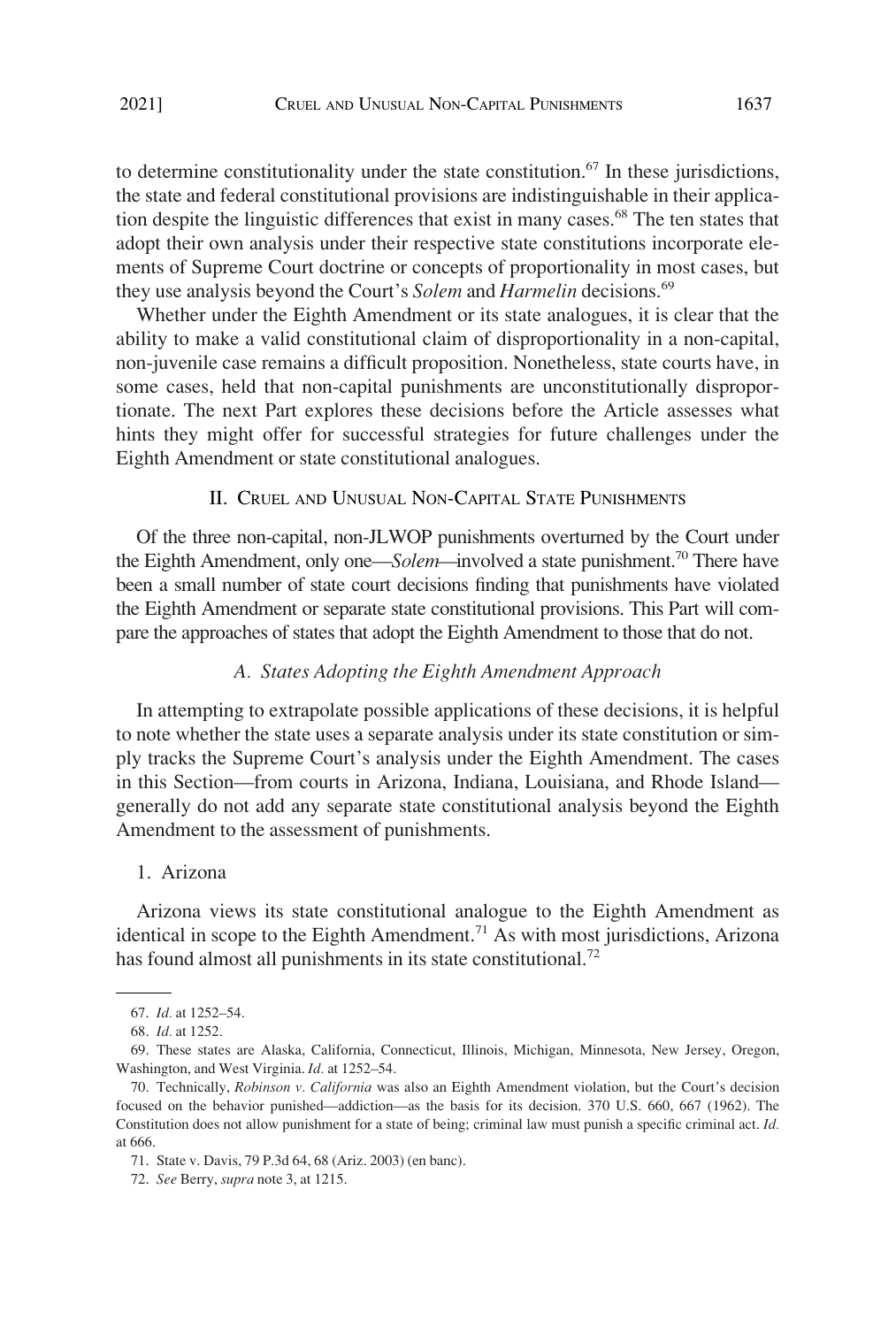to determine constitutionality under the state constitution.[67] In these jurisdictions, the state and federal constitutional provisions are indistinguishable in their application despite the linguistic differences that exist in many cases.[68] The ten states that adopt their own analysis under their respective state constitutions incorporate elements of Supreme Court doctrine or concepts of proportionality in most cases, but they use analysis beyond the Court's *Solem* and *Harmelin* decisions.[69]

Whether under the Eighth Amendment or its state analogues, it is clear that the ability to make a valid constitutional claim of disproportionality in a non-capital, non-juvenile case remains a difficult proposition. Nonetheless, state courts have, in some cases, held that non-capital punishments are unconstitutionally disproportionate. The next Part explores these decisions before the Article assesses what hints they might offer for successful strategies for future challenges under the Eighth Amendment or state constitutional analogues.

## II. Cruel and Unusual Non-Capital State Punishments

Of the three non-capital, non-JLWOP punishments overturned by the Court under the Eighth Amendment, only one—*Solem*—involved a state punishment.[70] There have been a small number of state court decisions finding that punishments have violated the Eighth Amendment or separate state constitutional provisions. This Part will compare the approaches of states that adopt the Eighth Amendment to those that do not.

### A. States Adopting the Eighth Amendment Approach

In attempting to extrapolate possible applications of these decisions, it is helpful to note whether the state uses a separate analysis under its state constitution or simply tracks the Supreme Court's analysis under the Eighth Amendment. The cases in this Section—from courts in Arizona, Indiana, Louisiana, and Rhode Island—generally do not add any separate state constitutional analysis beyond the Eighth Amendment to the assessment of punishments.

#### 1. Arizona

Arizona views its state constitutional analogue to the Eighth Amendment as identical in scope to the Eighth Amendment.[71] As with most jurisdictions, Arizona has found almost all punishments in its state constitutional.[72]

---

67. *Id.* at 1252–54.

68. *Id.* at 1252.

69. These states are Alaska, California, Connecticut, Illinois, Michigan, Minnesota, New Jersey, Oregon, Washington, and West Virginia. *Id.* at 1252–54.

70. Technically, *Robinson v. California* was also an Eighth Amendment violation, but the Court's decision focused on the behavior punished—addiction—as the basis for its decision. 370 U.S. 660, 667 (1962). The Constitution does not allow punishment for a state of being; criminal law must punish a specific criminal act. *Id.* at 666.

71. State v. Davis, 79 P.3d 64, 68 (Ariz. 2003) (en banc).

72. *See* Berry, *supra* note 3, at 1215.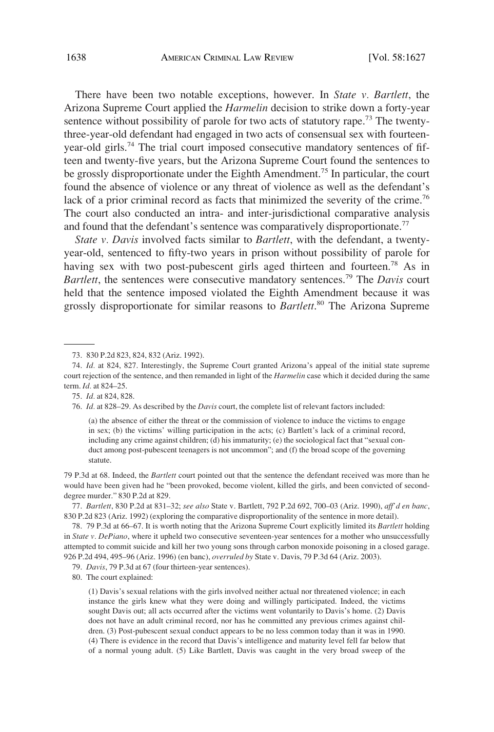There have been two notable exceptions, however. In *State v. Bartlett*, the Arizona Supreme Court applied the *Harmelin* decision to strike down a forty-year sentence without possibility of parole for two acts of statutory rape.[73] The twenty-three-year-old defendant had engaged in two acts of consensual sex with fourteen-year-old girls.[74] The trial court imposed consecutive mandatory sentences of fifteen and twenty-five years, but the Arizona Supreme Court found the sentences to be grossly disproportionate under the Eighth Amendment.[75] In particular, the court found the absence of violence or any threat of violence as well as the defendant's lack of a prior criminal record as facts that minimized the severity of the crime.[76] The court also conducted an intra- and inter-jurisdictional comparative analysis and found that the defendant's sentence was comparatively disproportionate.[77]

*State v. Davis* involved facts similar to *Bartlett*, with the defendant, a twenty-year-old, sentenced to fifty-two years in prison without possibility of parole for having sex with two post-pubescent girls aged thirteen and fourteen.[78] As in *Bartlett*, the sentences were consecutive mandatory sentences.[79] The *Davis* court held that the sentence imposed violated the Eighth Amendment because it was grossly disproportionate for similar reasons to *Bartlett*.[80] The Arizona Supreme

---

73. 830 P.2d 823, 824, 832 (Ariz. 1992).

74. *Id.* at 824, 827. Interestingly, the Supreme Court granted Arizona's appeal of the initial state supreme court rejection of the sentence, and then remanded in light of the *Harmelin* case which it decided during the same term. *Id.* at 824–25.

75. *Id.* at 824, 828.

76. *Id.* at 828–29. As described by the *Davis* court, the complete list of relevant factors included:

> (a) the absence of either the threat or the commission of violence to induce the victims to engage in sex; (b) the victims' willing participation in the acts; (c) Bartlett's lack of a criminal record, including any crime against children; (d) his immaturity; (e) the sociological fact that "sexual conduct among post-pubescent teenagers is not uncommon"; and (f) the broad scope of the governing statute.

79 P.3d at 68. Indeed, the *Bartlett* court pointed out that the sentence the defendant received was more than he would have been given had he "been provoked, become violent, killed the girls, and been convicted of second-degree murder." 830 P.2d at 829.

77. *Bartlett*, 830 P.2d at 831–32; *see also* State v. Bartlett, 792 P.2d 692, 700–03 (Ariz. 1990), *aff'd en banc*, 830 P.2d 823 (Ariz. 1992) (exploring the comparative disproportionality of the sentence in more detail).

78. 79 P.3d at 66–67. It is worth noting that the Arizona Supreme Court explicitly limited its *Bartlett* holding in *State v. DePiano*, where it upheld two consecutive seventeen-year sentences for a mother who unsuccessfully attempted to commit suicide and kill her two young sons through carbon monoxide poisoning in a closed garage. 926 P.2d 494, 495–96 (Ariz. 1996) (en banc), *overruled by* State v. Davis, 79 P.3d 64 (Ariz. 2003).

79. *Davis*, 79 P.3d at 67 (four thirteen-year sentences).

80. The court explained:

> (1) Davis's sexual relations with the girls involved neither actual nor threatened violence; in each instance the girls knew what they were doing and willingly participated. Indeed, the victims sought Davis out; all acts occurred after the victims went voluntarily to Davis's home. (2) Davis does not have an adult criminal record, nor has he committed any previous crimes against children. (3) Post-pubescent sexual conduct appears to be no less common today than it was in 1990. (4) There is evidence in the record that Davis's intelligence and maturity level fell far below that of a normal young adult. (5) Like Bartlett, Davis was caught in the very broad sweep of the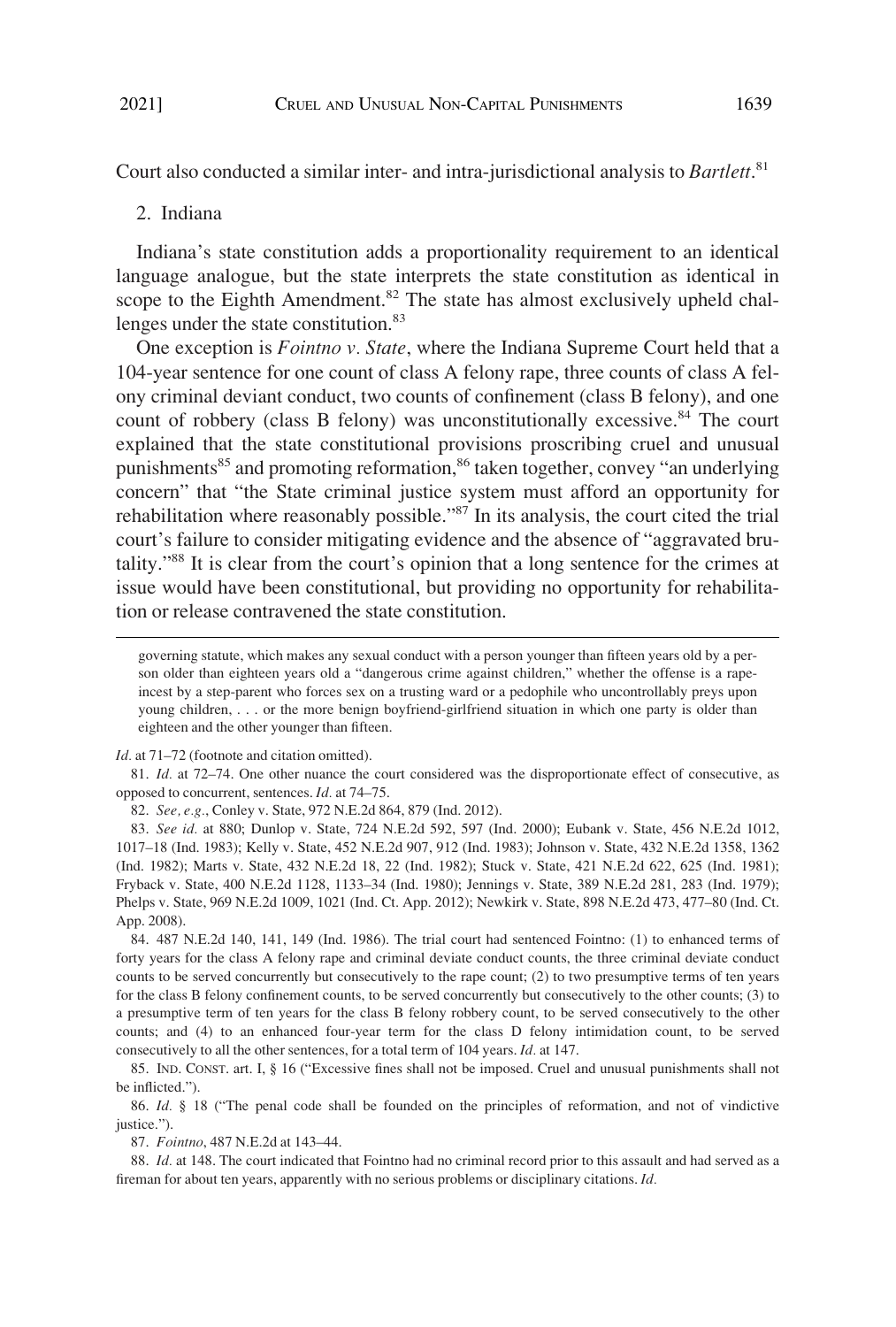Court also conducted a similar inter- and intra-jurisdictional analysis to *Bartlett*.[81]

2. Indiana

Indiana's state constitution adds a proportionality requirement to an identical language analogue, but the state interprets the state constitution as identical in scope to the Eighth Amendment.[82] The state has almost exclusively upheld challenges under the state constitution.[83]

One exception is *Fointno v. State*, where the Indiana Supreme Court held that a 104-year sentence for one count of class A felony rape, three counts of class A felony criminal deviant conduct, two counts of confinement (class B felony), and one count of robbery (class B felony) was unconstitutionally excessive.[84] The court explained that the state constitutional provisions proscribing cruel and unusual punishments[85] and promoting reformation,[86] taken together, convey "an underlying concern" that "the State criminal justice system must afford an opportunity for rehabilitation where reasonably possible."[87] In its analysis, the court cited the trial court's failure to consider mitigating evidence and the absence of "aggravated brutality."[88] It is clear from the court's opinion that a long sentence for the crimes at issue would have been constitutional, but providing no opportunity for rehabilitation or release contravened the state constitution.

---

governing statute, which makes any sexual conduct with a person younger than fifteen years old by a person older than eighteen years old a "dangerous crime against children," whether the offense is a rape-incest by a step-parent who forces sex on a trusting ward or a pedophile who uncontrollably preys upon young children, . . . or the more benign boyfriend-girlfriend situation in which one party is older than eighteen and the other younger than fifteen.

*Id.* at 71–72 (footnote and citation omitted).

81. *Id.* at 72–74. One other nuance the court considered was the disproportionate effect of consecutive, as opposed to concurrent, sentences. *Id.* at 74–75.

82. *See, e.g.*, Conley v. State, 972 N.E.2d 864, 879 (Ind. 2012).

83. *See id.* at 880; Dunlop v. State, 724 N.E.2d 592, 597 (Ind. 2000); Eubank v. State, 456 N.E.2d 1012, 1017–18 (Ind. 1983); Kelly v. State, 452 N.E.2d 907, 912 (Ind. 1983); Johnson v. State, 432 N.E.2d 1358, 1362 (Ind. 1982); Marts v. State, 432 N.E.2d 18, 22 (Ind. 1982); Stuck v. State, 421 N.E.2d 622, 625 (Ind. 1981); Fryback v. State, 400 N.E.2d 1128, 1133–34 (Ind. 1980); Jennings v. State, 389 N.E.2d 281, 283 (Ind. 1979); Phelps v. State, 969 N.E.2d 1009, 1021 (Ind. Ct. App. 2012); Newkirk v. State, 898 N.E.2d 473, 477–80 (Ind. Ct. App. 2008).

84. 487 N.E.2d 140, 141, 149 (Ind. 1986). The trial court had sentenced Fointno: (1) to enhanced terms of forty years for the class A felony rape and criminal deviate conduct counts, the three criminal deviate conduct counts to be served concurrently but consecutively to the rape count; (2) to two presumptive terms of ten years for the class B felony confinement counts, to be served concurrently but consecutively to the other counts; (3) to a presumptive term of ten years for the class B felony robbery count, to be served consecutively to the other counts; and (4) to an enhanced four-year term for the class D felony intimidation count, to be served consecutively to all the other sentences, for a total term of 104 years. *Id.* at 147.

85. IND. CONST. art. I, § 16 ("Excessive fines shall not be imposed. Cruel and unusual punishments shall not be inflicted.").

86. *Id.* § 18 ("The penal code shall be founded on the principles of reformation, and not of vindictive justice.").

87. *Fointno*, 487 N.E.2d at 143–44.

88. *Id.* at 148. The court indicated that Fointno had no criminal record prior to this assault and had served as a fireman for about ten years, apparently with no serious problems or disciplinary citations. *Id.*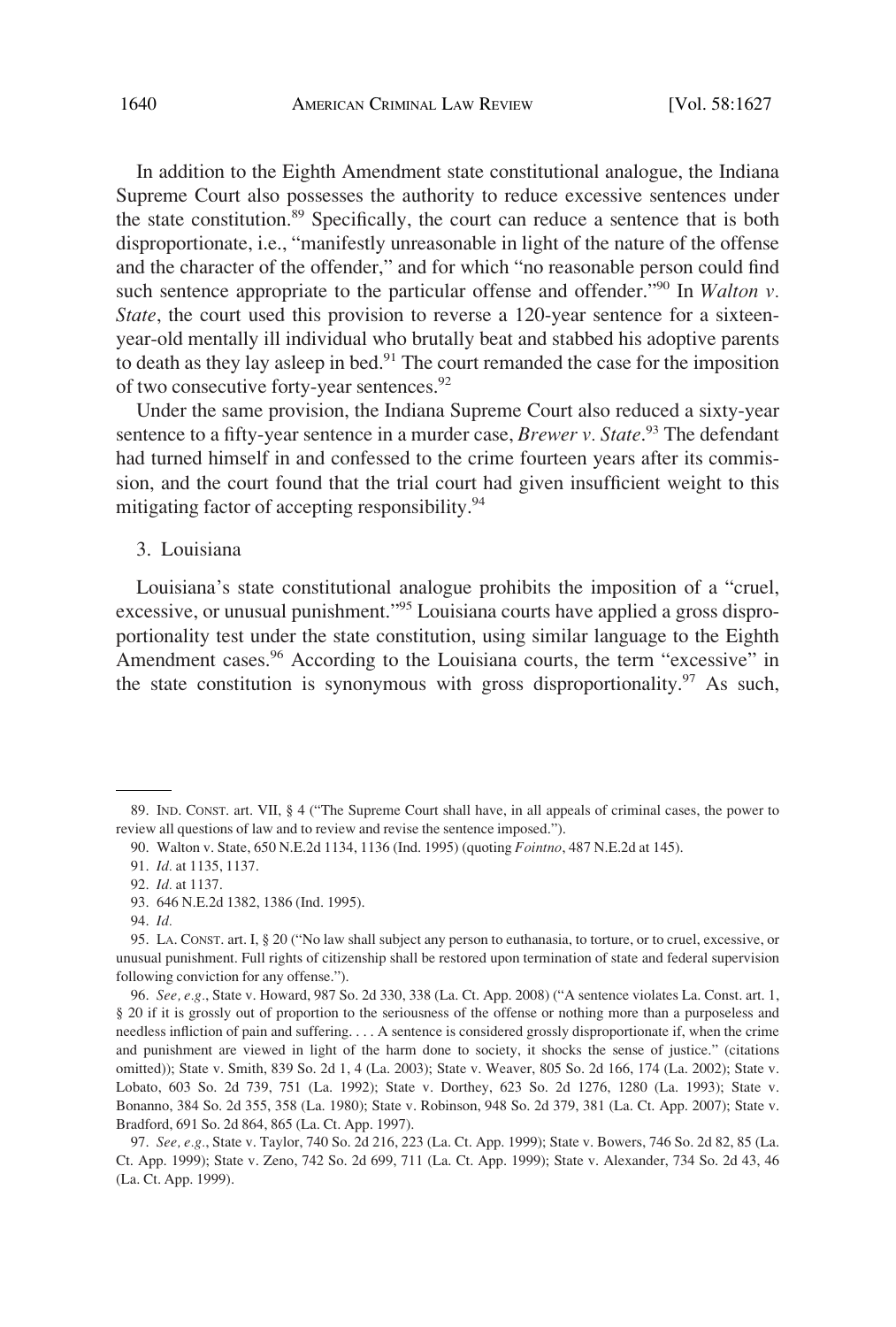In addition to the Eighth Amendment state constitutional analogue, the Indiana Supreme Court also possesses the authority to reduce excessive sentences under the state constitution.[89] Specifically, the court can reduce a sentence that is both disproportionate, i.e., "manifestly unreasonable in light of the nature of the offense and the character of the offender," and for which "no reasonable person could find such sentence appropriate to the particular offense and offender."[90] In *Walton v. State*, the court used this provision to reverse a 120-year sentence for a sixteen-year-old mentally ill individual who brutally beat and stabbed his adoptive parents to death as they lay asleep in bed.[91] The court remanded the case for the imposition of two consecutive forty-year sentences.[92]

Under the same provision, the Indiana Supreme Court also reduced a sixty-year sentence to a fifty-year sentence in a murder case, *Brewer v. State*.[93] The defendant had turned himself in and confessed to the crime fourteen years after its commission, and the court found that the trial court had given insufficient weight to this mitigating factor of accepting responsibility.[94]

### 3. Louisiana

Louisiana's state constitutional analogue prohibits the imposition of a "cruel, excessive, or unusual punishment."[95] Louisiana courts have applied a gross disproportionality test under the state constitution, using similar language to the Eighth Amendment cases.[96] According to the Louisiana courts, the term "excessive" in the state constitution is synonymous with gross disproportionality.[97] As such,

---

89. IND. CONST. art. VII, § 4 ("The Supreme Court shall have, in all appeals of criminal cases, the power to review all questions of law and to review and revise the sentence imposed.").

90. Walton v. State, 650 N.E.2d 1134, 1136 (Ind. 1995) (quoting *Fointno*, 487 N.E.2d at 145).

91. *Id.* at 1135, 1137.

92. *Id.* at 1137.

93. 646 N.E.2d 1382, 1386 (Ind. 1995).

94. *Id.*

95. LA. CONST. art. I, § 20 ("No law shall subject any person to euthanasia, to torture, or to cruel, excessive, or unusual punishment. Full rights of citizenship shall be restored upon termination of state and federal supervision following conviction for any offense.").

96. *See, e.g.*, State v. Howard, 987 So. 2d 330, 338 (La. Ct. App. 2008) ("A sentence violates La. Const. art. 1, § 20 if it is grossly out of proportion to the seriousness of the offense or nothing more than a purposeless and needless infliction of pain and suffering. . . . A sentence is considered grossly disproportionate if, when the crime and punishment are viewed in light of the harm done to society, it shocks the sense of justice." (citations omitted)); State v. Smith, 839 So. 2d 1, 4 (La. 2003); State v. Weaver, 805 So. 2d 166, 174 (La. 2002); State v. Lobato, 603 So. 2d 739, 751 (La. 1992); State v. Dorthey, 623 So. 2d 1276, 1280 (La. 1993); State v. Bonanno, 384 So. 2d 355, 358 (La. 1980); State v. Robinson, 948 So. 2d 379, 381 (La. Ct. App. 2007); State v. Bradford, 691 So. 2d 864, 865 (La. Ct. App. 1997).

97. *See, e.g.*, State v. Taylor, 740 So. 2d 216, 223 (La. Ct. App. 1999); State v. Bowers, 746 So. 2d 82, 85 (La. Ct. App. 1999); State v. Zeno, 742 So. 2d 699, 711 (La. Ct. App. 1999); State v. Alexander, 734 So. 2d 43, 46 (La. Ct. App. 1999).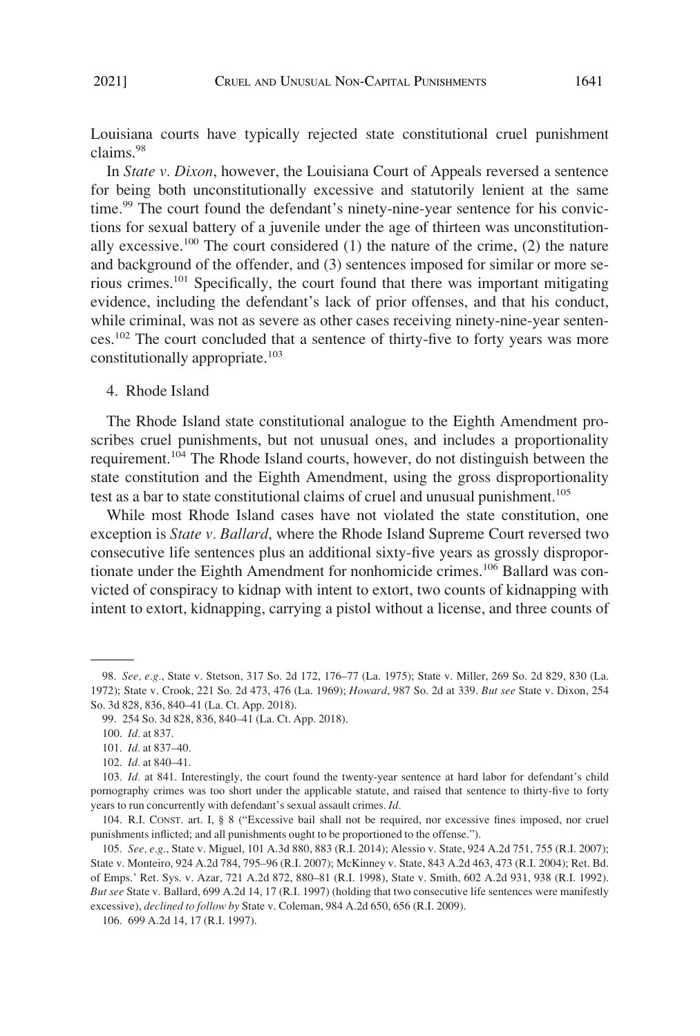Louisiana courts have typically rejected state constitutional cruel punishment claims.[98]

In *State v. Dixon*, however, the Louisiana Court of Appeals reversed a sentence for being both unconstitutionally excessive and statutorily lenient at the same time.[99] The court found the defendant's ninety-nine-year sentence for his convictions for sexual battery of a juvenile under the age of thirteen was unconstitutionally excessive.[100] The court considered (1) the nature of the crime, (2) the nature and background of the offender, and (3) sentences imposed for similar or more serious crimes.[101] Specifically, the court found that there was important mitigating evidence, including the defendant's lack of prior offenses, and that his conduct, while criminal, was not as severe as other cases receiving ninety-nine-year sentences.[102] The court concluded that a sentence of thirty-five to forty years was more constitutionally appropriate.[103]

4. Rhode Island

The Rhode Island state constitutional analogue to the Eighth Amendment proscribes cruel punishments, but not unusual ones, and includes a proportionality requirement.[104] The Rhode Island courts, however, do not distinguish between the state constitution and the Eighth Amendment, using the gross disproportionality test as a bar to state constitutional claims of cruel and unusual punishment.[105]

While most Rhode Island cases have not violated the state constitution, one exception is *State v. Ballard*, where the Rhode Island Supreme Court reversed two consecutive life sentences plus an additional sixty-five years as grossly disproportionate under the Eighth Amendment for nonhomicide crimes.[106] Ballard was convicted of conspiracy to kidnap with intent to extort, two counts of kidnapping with intent to extort, kidnapping, carrying a pistol without a license, and three counts of

---

98. *See, e.g.*, State v. Stetson, 317 So. 2d 172, 176–77 (La. 1975); State v. Miller, 269 So. 2d 829, 830 (La. 1972); State v. Crook, 221 So. 2d 473, 476 (La. 1969); *Howard*, 987 So. 2d at 339. *But see* State v. Dixon, 254 So. 3d 828, 836, 840–41 (La. Ct. App. 2018).

99. 254 So. 3d 828, 836, 840–41 (La. Ct. App. 2018).

100. *Id.* at 837.

101. *Id.* at 837–40.

102. *Id.* at 840–41.

103. *Id.* at 841. Interestingly, the court found the twenty-year sentence at hard labor for defendant's child pornography crimes was too short under the applicable statute, and raised that sentence to thirty-five to forty years to run concurrently with defendant's sexual assault crimes. *Id.*

104. R.I. CONST. art. I, § 8 ("Excessive bail shall not be required, nor excessive fines imposed, nor cruel punishments inflicted; and all punishments ought to be proportioned to the offense.").

105. *See, e.g.*, State v. Miguel, 101 A.3d 880, 883 (R.I. 2014); Alessio v. State, 924 A.2d 751, 755 (R.I. 2007); State v. Monteiro, 924 A.2d 784, 795–96 (R.I. 2007); McKinney v. State, 843 A.2d 463, 473 (R.I. 2004); Ret. Bd. of Emps.' Ret. Sys. v. Azar, 721 A.2d 872, 880–81 (R.I. 1998), State v. Smith, 602 A.2d 931, 938 (R.I. 1992). *But see* State v. Ballard, 699 A.2d 14, 17 (R.I. 1997) (holding that two consecutive life sentences were manifestly excessive), *declined to follow by* State v. Coleman, 984 A.2d 650, 656 (R.I. 2009).

106. 699 A.2d 14, 17 (R.I. 1997).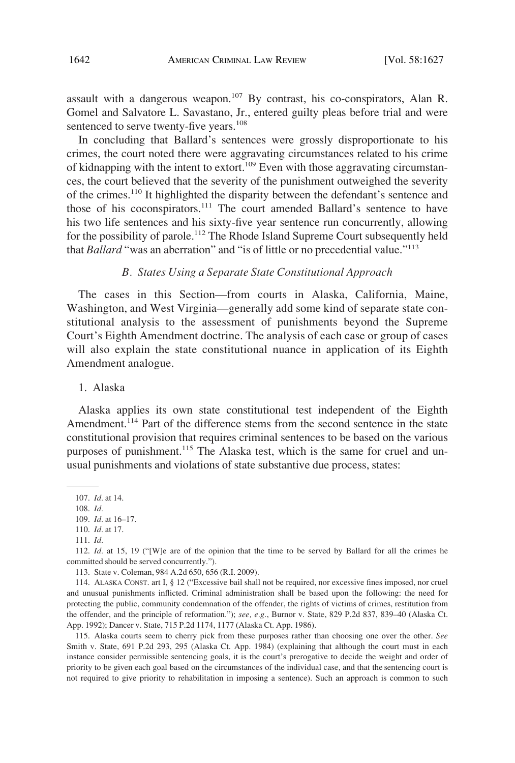assault with a dangerous weapon.[107] By contrast, his co-conspirators, Alan R. Gomel and Salvatore L. Savastano, Jr., entered guilty pleas before trial and were sentenced to serve twenty-five years.[108]

In concluding that Ballard's sentences were grossly disproportionate to his crimes, the court noted there were aggravating circumstances related to his crime of kidnapping with the intent to extort.[109] Even with those aggravating circumstances, the court believed that the severity of the punishment outweighed the severity of the crimes.[110] It highlighted the disparity between the defendant's sentence and those of his coconspirators.[111] The court amended Ballard's sentence to have his two life sentences and his sixty-five year sentence run concurrently, allowing for the possibility of parole.[112] The Rhode Island Supreme Court subsequently held that *Ballard* "was an aberration" and "is of little or no precedential value."[113]

### *B. States Using a Separate State Constitutional Approach*

The cases in this Section—from courts in Alaska, California, Maine, Washington, and West Virginia—generally add some kind of separate state constitutional analysis to the assessment of punishments beyond the Supreme Court's Eighth Amendment doctrine. The analysis of each case or group of cases will also explain the state constitutional nuance in application of its Eighth Amendment analogue.

#### 1. Alaska

Alaska applies its own state constitutional test independent of the Eighth Amendment.[114] Part of the difference stems from the second sentence in the state constitutional provision that requires criminal sentences to be based on the various purposes of punishment.[115] The Alaska test, which is the same for cruel and unusual punishments and violations of state substantive due process, states:

---

107. *Id.* at 14.

108. *Id.*

109. *Id.* at 16–17.

110. *Id.* at 17.

111. *Id.*

112. *Id.* at 15, 19 ("[W]e are of the opinion that the time to be served by Ballard for all the crimes he committed should be served concurrently.").

113. State v. Coleman, 984 A.2d 650, 656 (R.I. 2009).

114. ALASKA CONST. art I, § 12 ("Excessive bail shall not be required, nor excessive fines imposed, nor cruel and unusual punishments inflicted. Criminal administration shall be based upon the following: the need for protecting the public, community condemnation of the offender, the rights of victims of crimes, restitution from the offender, and the principle of reformation."); *see, e.g.*, Burnor v. State, 829 P.2d 837, 839–40 (Alaska Ct. App. 1992); Dancer v. State, 715 P.2d 1174, 1177 (Alaska Ct. App. 1986).

115. Alaska courts seem to cherry pick from these purposes rather than choosing one over the other. *See* Smith v. State, 691 P.2d 293, 295 (Alaska Ct. App. 1984) (explaining that although the court must in each instance consider permissible sentencing goals, it is the court's prerogative to decide the weight and order of priority to be given each goal based on the circumstances of the individual case, and that the sentencing court is not required to give priority to rehabilitation in imposing a sentence). Such an approach is common to such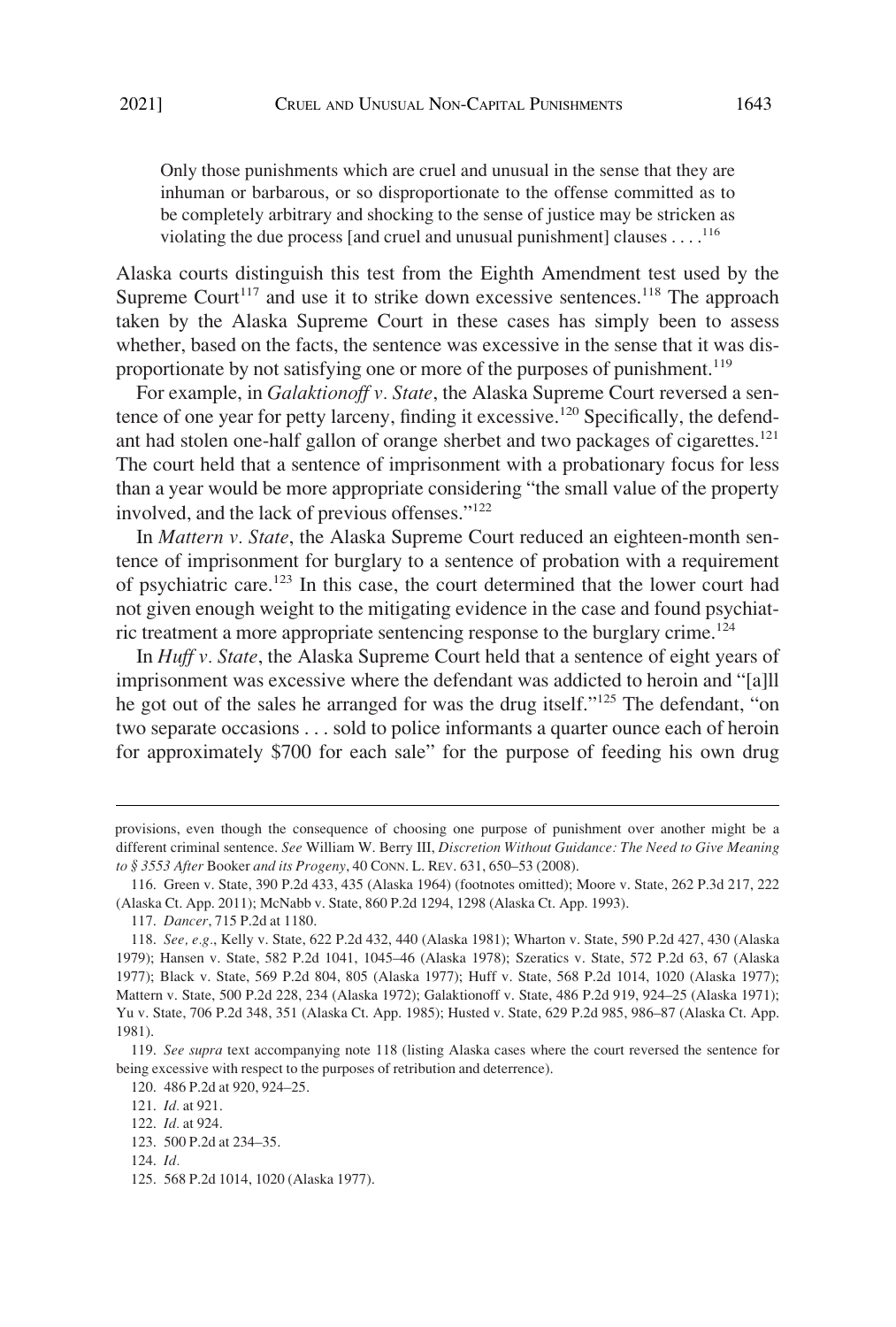> Only those punishments which are cruel and unusual in the sense that they are inhuman or barbarous, or so disproportionate to the offense committed as to be completely arbitrary and shocking to the sense of justice may be stricken as violating the due process [and cruel and unusual punishment] clauses . . . .[116]

Alaska courts distinguish this test from the Eighth Amendment test used by the Supreme Court[117] and use it to strike down excessive sentences.[118] The approach taken by the Alaska Supreme Court in these cases has simply been to assess whether, based on the facts, the sentence was excessive in the sense that it was disproportionate by not satisfying one or more of the purposes of punishment.[119]

For example, in *Galaktionoff v. State*, the Alaska Supreme Court reversed a sentence of one year for petty larceny, finding it excessive.[120] Specifically, the defendant had stolen one-half gallon of orange sherbet and two packages of cigarettes.[121] The court held that a sentence of imprisonment with a probationary focus for less than a year would be more appropriate considering "the small value of the property involved, and the lack of previous offenses."[122]

In *Mattern v. State*, the Alaska Supreme Court reduced an eighteen-month sentence of imprisonment for burglary to a sentence of probation with a requirement of psychiatric care.[123] In this case, the court determined that the lower court had not given enough weight to the mitigating evidence in the case and found psychiatric treatment a more appropriate sentencing response to the burglary crime.[124]

In *Huff v. State*, the Alaska Supreme Court held that a sentence of eight years of imprisonment was excessive where the defendant was addicted to heroin and "[a]ll he got out of the sales he arranged for was the drug itself."[125] The defendant, "on two separate occasions . . . sold to police informants a quarter ounce each of heroin for approximately $700 for each sale" for the purpose of feeding his own drug

---

provisions, even though the consequence of choosing one purpose of punishment over another might be a different criminal sentence. *See* William W. Berry III, *Discretion Without Guidance: The Need to Give Meaning to § 3553 After* Booker *and its Progeny*, 40 CONN. L. REV. 631, 650–53 (2008).

116. Green v. State, 390 P.2d 433, 435 (Alaska 1964) (footnotes omitted); Moore v. State, 262 P.3d 217, 222 (Alaska Ct. App. 2011); McNabb v. State, 860 P.2d 1294, 1298 (Alaska Ct. App. 1993).

117. *Dancer*, 715 P.2d at 1180.

118. *See, e.g.*, Kelly v. State, 622 P.2d 432, 440 (Alaska 1981); Wharton v. State, 590 P.2d 427, 430 (Alaska 1979); Hansen v. State, 582 P.2d 1041, 1045–46 (Alaska 1978); Szeratics v. State, 572 P.2d 63, 67 (Alaska 1977); Black v. State, 569 P.2d 804, 805 (Alaska 1977); Huff v. State, 568 P.2d 1014, 1020 (Alaska 1977); Mattern v. State, 500 P.2d 228, 234 (Alaska 1972); Galaktionoff v. State, 486 P.2d 919, 924–25 (Alaska 1971); Yu v. State, 706 P.2d 348, 351 (Alaska Ct. App. 1985); Husted v. State, 629 P.2d 985, 986–87 (Alaska Ct. App. 1981).

119. *See supra* text accompanying note 118 (listing Alaska cases where the court reversed the sentence for being excessive with respect to the purposes of retribution and deterrence).

120. 486 P.2d at 920, 924–25.

121. *Id.* at 921.

122. *Id.* at 924.

123. 500 P.2d at 234–35.

124. *Id.*

125. 568 P.2d 1014, 1020 (Alaska 1977).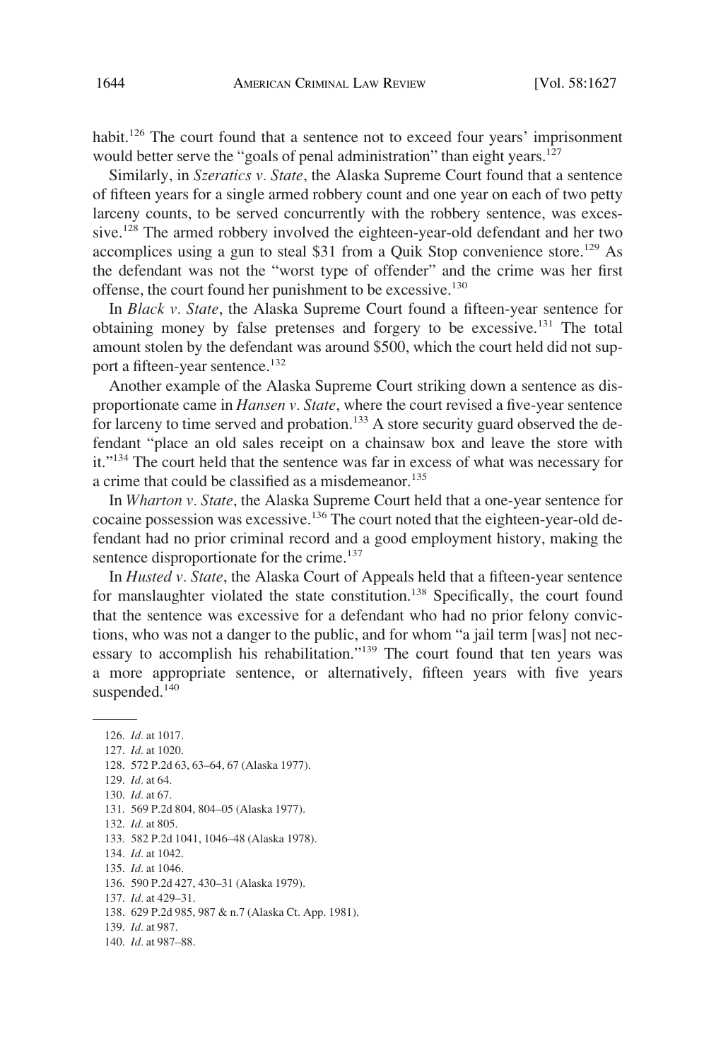habit.[126] The court found that a sentence not to exceed four years' imprisonment would better serve the "goals of penal administration" than eight years.[127]

Similarly, in *Szeratics v. State*, the Alaska Supreme Court found that a sentence of fifteen years for a single armed robbery count and one year on each of two petty larceny counts, to be served concurrently with the robbery sentence, was excessive.[128] The armed robbery involved the eighteen-year-old defendant and her two accomplices using a gun to steal $31 from a Quik Stop convenience store.[129] As the defendant was not the "worst type of offender" and the crime was her first offense, the court found her punishment to be excessive.[130]

In *Black v. State*, the Alaska Supreme Court found a fifteen-year sentence for obtaining money by false pretenses and forgery to be excessive.[131] The total amount stolen by the defendant was around $500, which the court held did not support a fifteen-year sentence.[132]

Another example of the Alaska Supreme Court striking down a sentence as disproportionate came in *Hansen v. State*, where the court revised a five-year sentence for larceny to time served and probation.[133] A store security guard observed the defendant "place an old sales receipt on a chainsaw box and leave the store with it."[134] The court held that the sentence was far in excess of what was necessary for a crime that could be classified as a misdemeanor.[135]

In *Wharton v. State*, the Alaska Supreme Court held that a one-year sentence for cocaine possession was excessive.[136] The court noted that the eighteen-year-old defendant had no prior criminal record and a good employment history, making the sentence disproportionate for the crime.[137]

In *Husted v. State*, the Alaska Court of Appeals held that a fifteen-year sentence for manslaughter violated the state constitution.[138] Specifically, the court found that the sentence was excessive for a defendant who had no prior felony convictions, who was not a danger to the public, and for whom "a jail term [was] not necessary to accomplish his rehabilitation."[139] The court found that ten years was a more appropriate sentence, or alternatively, fifteen years with five years suspended.[140]

---

126. *Id.* at 1017.
127. *Id.* at 1020.
128. 572 P.2d 63, 63–64, 67 (Alaska 1977).
129. *Id.* at 64.
130. *Id.* at 67.
131. 569 P.2d 804, 804–05 (Alaska 1977).
132. *Id.* at 805.
133. 582 P.2d 1041, 1046–48 (Alaska 1978).
134. *Id.* at 1042.
135. *Id.* at 1046.
136. 590 P.2d 427, 430–31 (Alaska 1979).
137. *Id.* at 429–31.
138. 629 P.2d 985, 987 & n.7 (Alaska Ct. App. 1981).
139. *Id.* at 987.
140. *Id.* at 987–88.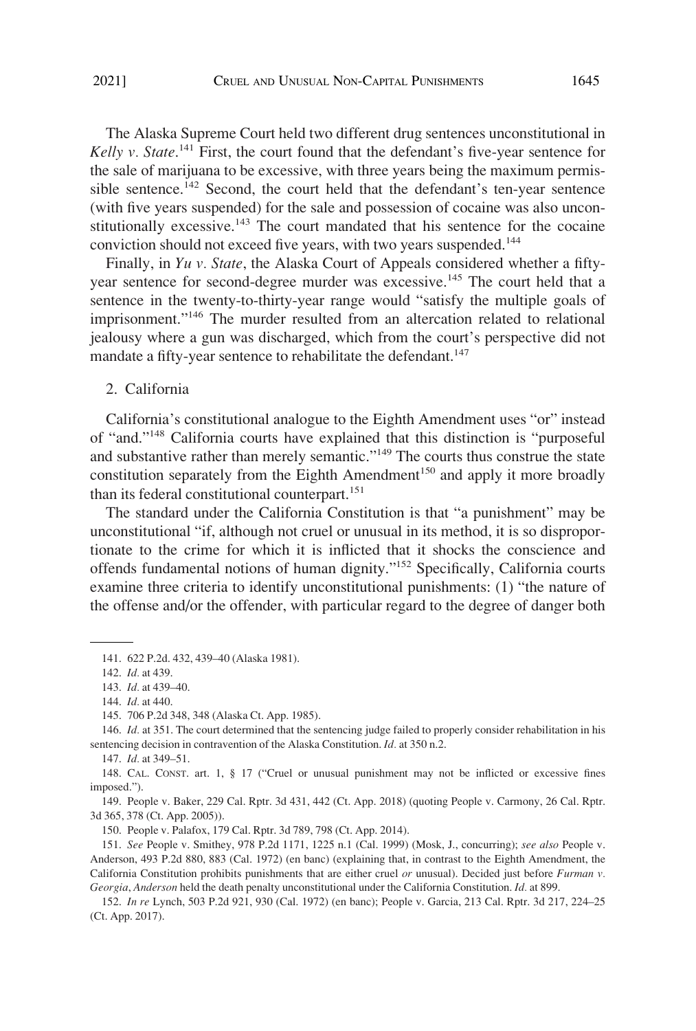The Alaska Supreme Court held two different drug sentences unconstitutional in *Kelly v. State*.[141] First, the court found that the defendant's five-year sentence for the sale of marijuana to be excessive, with three years being the maximum permissible sentence.[142] Second, the court held that the defendant's ten-year sentence (with five years suspended) for the sale and possession of cocaine was also unconstitutionally excessive.[143] The court mandated that his sentence for the cocaine conviction should not exceed five years, with two years suspended.[144]

Finally, in *Yu v. State*, the Alaska Court of Appeals considered whether a fifty-year sentence for second-degree murder was excessive.[145] The court held that a sentence in the twenty-to-thirty-year range would "satisfy the multiple goals of imprisonment."[146] The murder resulted from an altercation related to relational jealousy where a gun was discharged, which from the court's perspective did not mandate a fifty-year sentence to rehabilitate the defendant.[147]

2. California

California's constitutional analogue to the Eighth Amendment uses "or" instead of "and."[148] California courts have explained that this distinction is "purposeful and substantive rather than merely semantic."[149] The courts thus construe the state constitution separately from the Eighth Amendment[150] and apply it more broadly than its federal constitutional counterpart.[151]

The standard under the California Constitution is that "a punishment" may be unconstitutional "if, although not cruel or unusual in its method, it is so disproportionate to the crime for which it is inflicted that it shocks the conscience and offends fundamental notions of human dignity."[152] Specifically, California courts examine three criteria to identify unconstitutional punishments: (1) "the nature of the offense and/or the offender, with particular regard to the degree of danger both

---

141. 622 P.2d. 432, 439–40 (Alaska 1981).

142. *Id.* at 439.

143. *Id.* at 439–40.

144. *Id.* at 440.

145. 706 P.2d 348, 348 (Alaska Ct. App. 1985).

146. *Id.* at 351. The court determined that the sentencing judge failed to properly consider rehabilitation in his sentencing decision in contravention of the Alaska Constitution. *Id.* at 350 n.2.

147. *Id.* at 349–51.

148. CAL. CONST. art. 1, § 17 ("Cruel or unusual punishment may not be inflicted or excessive fines imposed.").

149. People v. Baker, 229 Cal. Rptr. 3d 431, 442 (Ct. App. 2018) (quoting People v. Carmony, 26 Cal. Rptr. 3d 365, 378 (Ct. App. 2005)).

150. People v. Palafox, 179 Cal. Rptr. 3d 789, 798 (Ct. App. 2014).

151. *See* People v. Smithey, 978 P.2d 1171, 1225 n.1 (Cal. 1999) (Mosk, J., concurring); *see also* People v. Anderson, 493 P.2d 880, 883 (Cal. 1972) (en banc) (explaining that, in contrast to the Eighth Amendment, the California Constitution prohibits punishments that are either cruel *or* unusual). Decided just before *Furman v. Georgia*, *Anderson* held the death penalty unconstitutional under the California Constitution. *Id.* at 899.

152. *In re* Lynch, 503 P.2d 921, 930 (Cal. 1972) (en banc); People v. Garcia, 213 Cal. Rptr. 3d 217, 224–25 (Ct. App. 2017).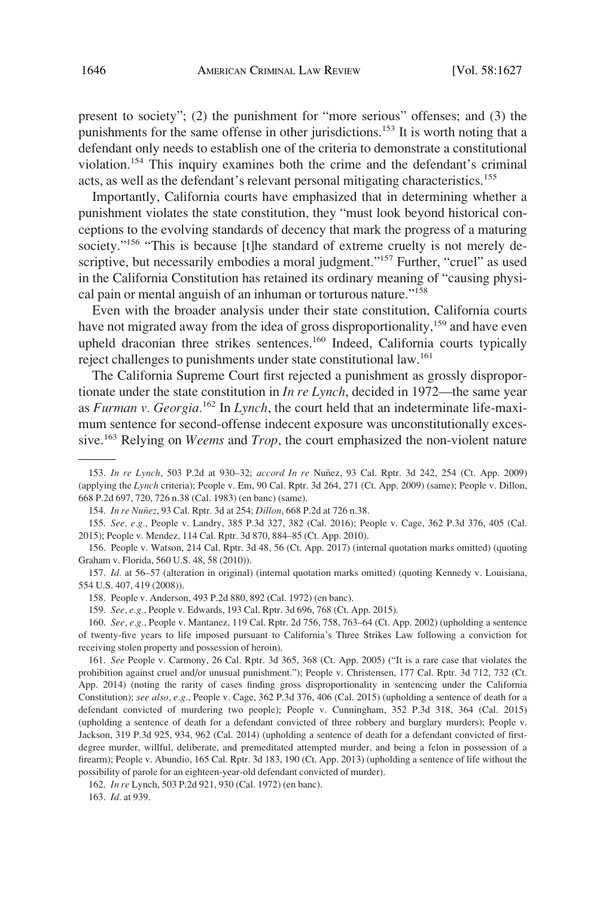present to society"; (2) the punishment for "more serious" offenses; and (3) the punishments for the same offense in other jurisdictions.[153] It is worth noting that a defendant only needs to establish one of the criteria to demonstrate a constitutional violation.[154] This inquiry examines both the crime and the defendant's criminal acts, as well as the defendant's relevant personal mitigating characteristics.[155]

Importantly, California courts have emphasized that in determining whether a punishment violates the state constitution, they "must look beyond historical conceptions to the evolving standards of decency that mark the progress of a maturing society."[156] "This is because [t]he standard of extreme cruelty is not merely descriptive, but necessarily embodies a moral judgment."[157] Further, "cruel" as used in the California Constitution has retained its ordinary meaning of "causing physical pain or mental anguish of an inhuman or torturous nature."[158]

Even with the broader analysis under their state constitution, California courts have not migrated away from the idea of gross disproportionality,[159] and have even upheld draconian three strikes sentences.[160] Indeed, California courts typically reject challenges to punishments under state constitutional law.[161]

The California Supreme Court first rejected a punishment as grossly disproportionate under the state constitution in *In re Lynch*, decided in 1972—the same year as *Furman v. Georgia*.[162] In *Lynch*, the court held that an indeterminate life-maximum sentence for second-offense indecent exposure was unconstitutionally excessive.[163] Relying on *Weems* and *Trop*, the court emphasized the non-violent nature

153. *In re Lynch*, 503 P.2d at 930–32; *accord In re* Nuñez, 93 Cal. Rptr. 3d 242, 254 (Ct. App. 2009) (applying the *Lynch* criteria); People v. Em, 90 Cal. Rptr. 3d 264, 271 (Ct. App. 2009) (same); People v. Dillon, 668 P.2d 697, 720, 726 n.38 (Cal. 1983) (en banc) (same).

154. *In re Nuñez*, 93 Cal. Rptr. 3d at 254; *Dillon*, 668 P.2d at 726 n.38.

155. *See, e.g.*, People v. Landry, 385 P.3d 327, 382 (Cal. 2016); People v. Cage, 362 P.3d 376, 405 (Cal. 2015); People v. Mendez, 114 Cal. Rptr. 3d 870, 884–85 (Ct. App. 2010).

156. People v. Watson, 214 Cal. Rptr. 3d 48, 56 (Ct. App. 2017) (internal quotation marks omitted) (quoting Graham v. Florida, 560 U.S. 48, 58 (2010)).

157. *Id.* at 56–57 (alteration in original) (internal quotation marks omitted) (quoting Kennedy v. Louisiana, 554 U.S. 407, 419 (2008)).

158. People v. Anderson, 493 P.2d 880, 892 (Cal. 1972) (en banc).

159. *See, e.g.*, People v. Edwards, 193 Cal. Rptr. 3d 696, 768 (Ct. App. 2015).

160. *See, e.g.*, People v. Mantanez, 119 Cal. Rptr. 2d 756, 758, 763–64 (Ct. App. 2002) (upholding a sentence of twenty-five years to life imposed pursuant to California's Three Strikes Law following a conviction for receiving stolen property and possession of heroin).

161. *See* People v. Carmony, 26 Cal. Rptr. 3d 365, 368 (Ct. App. 2005) ("It is a rare case that violates the prohibition against cruel and/or unusual punishment."); People v. Christensen, 177 Cal. Rptr. 3d 712, 732 (Ct. App. 2014) (noting the rarity of cases finding gross disproportionality in sentencing under the California Constitution); *see also, e.g.*, People v. Cage, 362 P.3d 376, 406 (Cal. 2015) (upholding a sentence of death for a defendant convicted of murdering two people); People v. Cunningham, 352 P.3d 318, 364 (Cal. 2015) (upholding a sentence of death for a defendant convicted of three robbery and burglary murders); People v. Jackson, 319 P.3d 925, 934, 962 (Cal. 2014) (upholding a sentence of death for a defendant convicted of first-degree murder, willful, deliberate, and premeditated attempted murder, and being a felon in possession of a firearm); People v. Abundio, 165 Cal. Rptr. 3d 183, 190 (Ct. App. 2013) (upholding a sentence of life without the possibility of parole for an eighteen-year-old defendant convicted of murder).

162. *In re* Lynch, 503 P.2d 921, 930 (Cal. 1972) (en banc).

163. *Id.* at 939.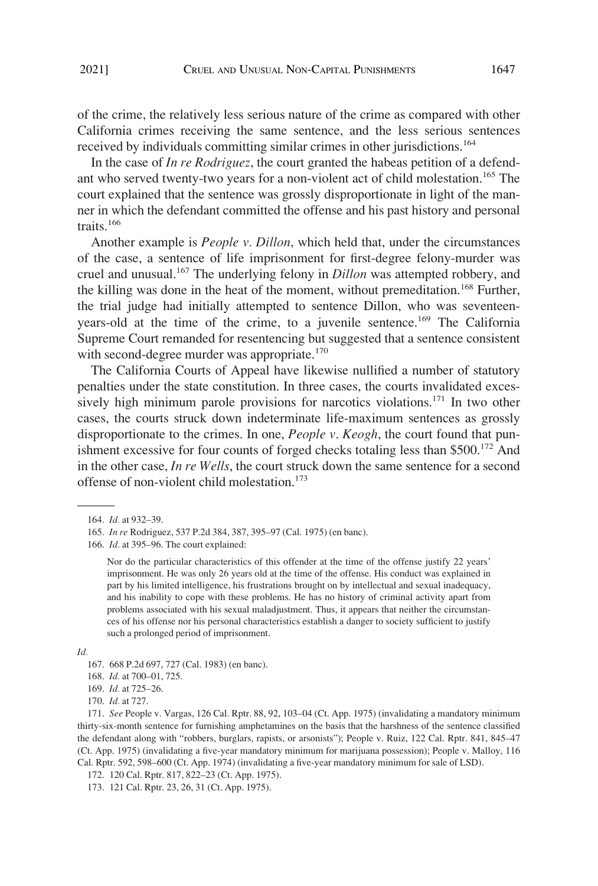of the crime, the relatively less serious nature of the crime as compared with other California crimes receiving the same sentence, and the less serious sentences received by individuals committing similar crimes in other jurisdictions.[164]

In the case of *In re Rodriguez*, the court granted the habeas petition of a defendant who served twenty-two years for a non-violent act of child molestation.[165] The court explained that the sentence was grossly disproportionate in light of the manner in which the defendant committed the offense and his past history and personal traits.[166]

Another example is *People v. Dillon*, which held that, under the circumstances of the case, a sentence of life imprisonment for first-degree felony-murder was cruel and unusual.[167] The underlying felony in *Dillon* was attempted robbery, and the killing was done in the heat of the moment, without premeditation.[168] Further, the trial judge had initially attempted to sentence Dillon, who was seventeen-years-old at the time of the crime, to a juvenile sentence.[169] The California Supreme Court remanded for resentencing but suggested that a sentence consistent with second-degree murder was appropriate.[170]

The California Courts of Appeal have likewise nullified a number of statutory penalties under the state constitution. In three cases, the courts invalidated excessively high minimum parole provisions for narcotics violations.[171] In two other cases, the courts struck down indeterminate life-maximum sentences as grossly disproportionate to the crimes. In one, *People v. Keogh*, the court found that punishment excessive for four counts of forged checks totaling less than $500.[172] And in the other case, *In re Wells*, the court struck down the same sentence for a second offense of non-violent child molestation.[173]

---

164. *Id.* at 932–39.

165. *In re* Rodriguez, 537 P.2d 384, 387, 395–97 (Cal. 1975) (en banc).

166. *Id.* at 395–96. The court explained:

> Nor do the particular characteristics of this offender at the time of the offense justify 22 years' imprisonment. He was only 26 years old at the time of the offense. His conduct was explained in part by his limited intelligence, his frustrations brought on by intellectual and sexual inadequacy, and his inability to cope with these problems. He has no history of criminal activity apart from problems associated with his sexual maladjustment. Thus, it appears that neither the circumstances of his offense nor his personal characteristics establish a danger to society sufficient to justify such a prolonged period of imprisonment.

*Id.*

167. 668 P.2d 697, 727 (Cal. 1983) (en banc).

168. *Id.* at 700–01, 725.

169. *Id.* at 725–26.

170. *Id.* at 727.

171. *See* People v. Vargas, 126 Cal. Rptr. 88, 92, 103–04 (Ct. App. 1975) (invalidating a mandatory minimum thirty-six-month sentence for furnishing amphetamines on the basis that the harshness of the sentence classified the defendant along with "robbers, burglars, rapists, or arsonists"); People v. Ruiz, 122 Cal. Rptr. 841, 845–47 (Ct. App. 1975) (invalidating a five-year mandatory minimum for marijuana possession); People v. Malloy, 116 Cal. Rptr. 592, 598–600 (Ct. App. 1974) (invalidating a five-year mandatory minimum for sale of LSD).

172. 120 Cal. Rptr. 817, 822–23 (Ct. App. 1975).

173. 121 Cal. Rptr. 23, 26, 31 (Ct. App. 1975).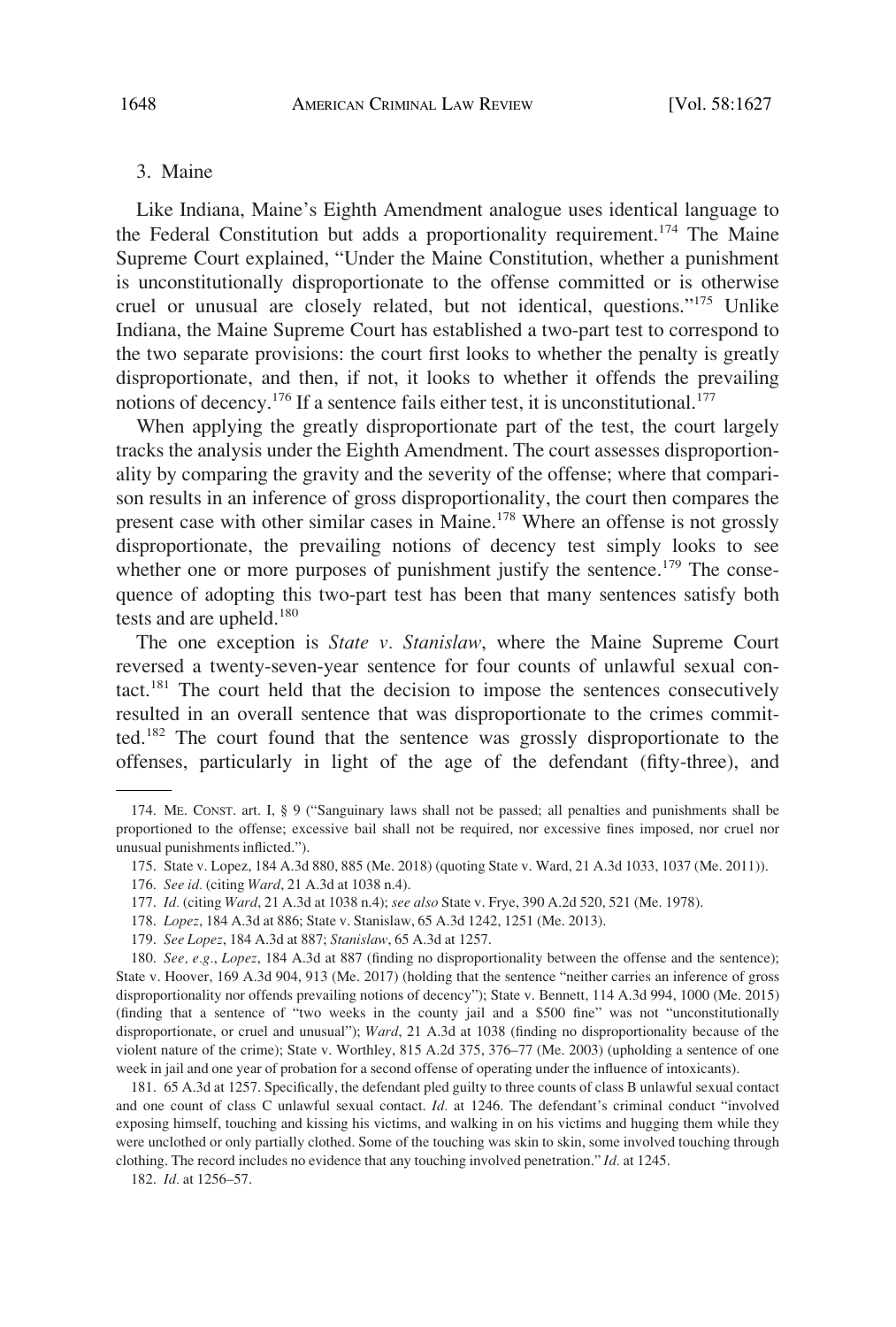### 3. Maine

Like Indiana, Maine's Eighth Amendment analogue uses identical language to the Federal Constitution but adds a proportionality requirement.[174] The Maine Supreme Court explained, "Under the Maine Constitution, whether a punishment is unconstitutionally disproportionate to the offense committed or is otherwise cruel or unusual are closely related, but not identical, questions."[175] Unlike Indiana, the Maine Supreme Court has established a two-part test to correspond to the two separate provisions: the court first looks to whether the penalty is greatly disproportionate, and then, if not, it looks to whether it offends the prevailing notions of decency.[176] If a sentence fails either test, it is unconstitutional.[177]

When applying the greatly disproportionate part of the test, the court largely tracks the analysis under the Eighth Amendment. The court assesses disproportionality by comparing the gravity and the severity of the offense; where that comparison results in an inference of gross disproportionality, the court then compares the present case with other similar cases in Maine.[178] Where an offense is not grossly disproportionate, the prevailing notions of decency test simply looks to see whether one or more purposes of punishment justify the sentence.[179] The consequence of adopting this two-part test has been that many sentences satisfy both tests and are upheld.[180]

The one exception is *State v. Stanislaw*, where the Maine Supreme Court reversed a twenty-seven-year sentence for four counts of unlawful sexual contact.[181] The court held that the decision to impose the sentences consecutively resulted in an overall sentence that was disproportionate to the crimes committed.[182] The court found that the sentence was grossly disproportionate to the offenses, particularly in light of the age of the defendant (fifty-three), and

---

174. ME. CONST. art. I, § 9 ("Sanguinary laws shall not be passed; all penalties and punishments shall be proportioned to the offense; excessive bail shall not be required, nor excessive fines imposed, nor cruel nor unusual punishments inflicted.").

175. State v. Lopez, 184 A.3d 880, 885 (Me. 2018) (quoting State v. Ward, 21 A.3d 1033, 1037 (Me. 2011)).

176. *See id.* (citing *Ward*, 21 A.3d at 1038 n.4).

177. *Id.* (citing *Ward*, 21 A.3d at 1038 n.4); *see also* State v. Frye, 390 A.2d 520, 521 (Me. 1978).

178. *Lopez*, 184 A.3d at 886; State v. Stanislaw, 65 A.3d 1242, 1251 (Me. 2013).

179. *See Lopez*, 184 A.3d at 887; *Stanislaw*, 65 A.3d at 1257.

180. *See, e.g.*, *Lopez*, 184 A.3d at 887 (finding no disproportionality between the offense and the sentence); State v. Hoover, 169 A.3d 904, 913 (Me. 2017) (holding that the sentence "neither carries an inference of gross disproportionality nor offends prevailing notions of decency"); State v. Bennett, 114 A.3d 994, 1000 (Me. 2015) (finding that a sentence of "two weeks in the county jail and a $500 fine" was not "unconstitutionally disproportionate, or cruel and unusual"); *Ward*, 21 A.3d at 1038 (finding no disproportionality because of the violent nature of the crime); State v. Worthley, 815 A.2d 375, 376–77 (Me. 2003) (upholding a sentence of one week in jail and one year of probation for a second offense of operating under the influence of intoxicants).

181. 65 A.3d at 1257. Specifically, the defendant pled guilty to three counts of class B unlawful sexual contact and one count of class C unlawful sexual contact. *Id.* at 1246. The defendant's criminal conduct "involved exposing himself, touching and kissing his victims, and walking in on his victims and hugging them while they were unclothed or only partially clothed. Some of the touching was skin to skin, some involved touching through clothing. The record includes no evidence that any touching involved penetration." *Id.* at 1245.

182. *Id.* at 1256–57.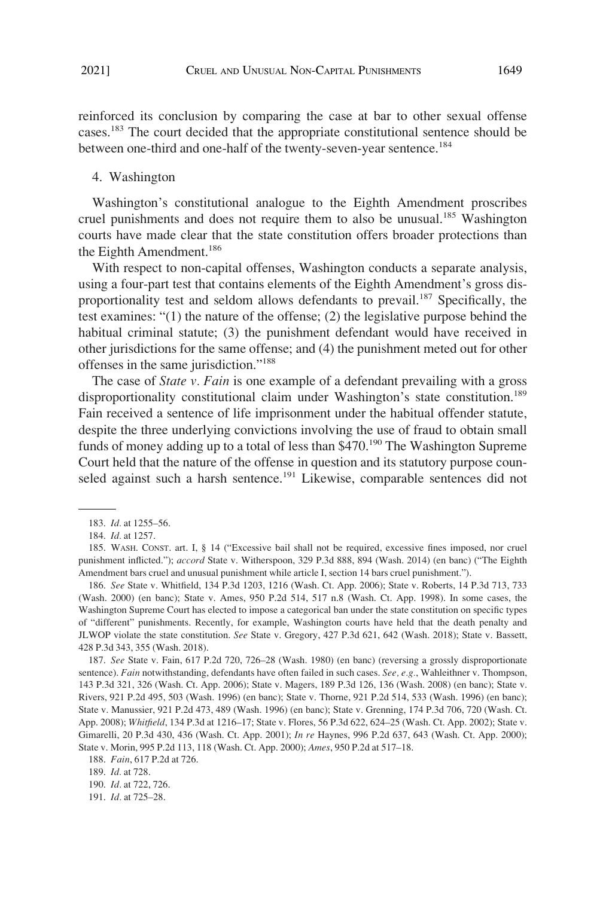reinforced its conclusion by comparing the case at bar to other sexual offense cases.[183] The court decided that the appropriate constitutional sentence should be between one-third and one-half of the twenty-seven-year sentence.[184]

### 4. Washington

Washington's constitutional analogue to the Eighth Amendment proscribes cruel punishments and does not require them to also be unusual.[185] Washington courts have made clear that the state constitution offers broader protections than the Eighth Amendment.[186]

With respect to non-capital offenses, Washington conducts a separate analysis, using a four-part test that contains elements of the Eighth Amendment's gross disproportionality test and seldom allows defendants to prevail.[187] Specifically, the test examines: "(1) the nature of the offense; (2) the legislative purpose behind the habitual criminal statute; (3) the punishment defendant would have received in other jurisdictions for the same offense; and (4) the punishment meted out for other offenses in the same jurisdiction."[188]

The case of *State v. Fain* is one example of a defendant prevailing with a gross disproportionality constitutional claim under Washington's state constitution.[189] Fain received a sentence of life imprisonment under the habitual offender statute, despite the three underlying convictions involving the use of fraud to obtain small funds of money adding up to a total of less than $470.[190] The Washington Supreme Court held that the nature of the offense in question and its statutory purpose counseled against such a harsh sentence.[191] Likewise, comparable sentences did not

---

183. *Id.* at 1255–56.

184. *Id.* at 1257.

185. WASH. CONST. art. I, § 14 ("Excessive bail shall not be required, excessive fines imposed, nor cruel punishment inflicted."); *accord* State v. Witherspoon, 329 P.3d 888, 894 (Wash. 2014) (en banc) ("The Eighth Amendment bars cruel and unusual punishment while article I, section 14 bars cruel punishment.").

186. *See* State v. Whitfield, 134 P.3d 1203, 1216 (Wash. Ct. App. 2006); State v. Roberts, 14 P.3d 713, 733 (Wash. 2000) (en banc); State v. Ames, 950 P.2d 514, 517 n.8 (Wash. Ct. App. 1998). In some cases, the Washington Supreme Court has elected to impose a categorical ban under the state constitution on specific types of "different" punishments. Recently, for example, Washington courts have held that the death penalty and JLWOP violate the state constitution. *See* State v. Gregory, 427 P.3d 621, 642 (Wash. 2018); State v. Bassett, 428 P.3d 343, 355 (Wash. 2018).

187. *See* State v. Fain, 617 P.2d 720, 726–28 (Wash. 1980) (en banc) (reversing a grossly disproportionate sentence). *Fain* notwithstanding, defendants have often failed in such cases. *See, e.g.*, Wahleithner v. Thompson, 143 P.3d 321, 326 (Wash. Ct. App. 2006); State v. Magers, 189 P.3d 126, 136 (Wash. 2008) (en banc); State v. Rivers, 921 P.2d 495, 503 (Wash. 1996) (en banc); State v. Thorne, 921 P.2d 514, 533 (Wash. 1996) (en banc); State v. Manussier, 921 P.2d 473, 489 (Wash. 1996) (en banc); State v. Grenning, 174 P.3d 706, 720 (Wash. Ct. App. 2008); *Whitfield*, 134 P.3d at 1216–17; State v. Flores, 56 P.3d 622, 624–25 (Wash. Ct. App. 2002); State v. Gimarelli, 20 P.3d 430, 436 (Wash. Ct. App. 2001); *In re* Haynes, 996 P.2d 637, 643 (Wash. Ct. App. 2000); State v. Morin, 995 P.2d 113, 118 (Wash. Ct. App. 2000); *Ames*, 950 P.2d at 517–18.

188. *Fain*, 617 P.2d at 726.

189. *Id.* at 728.

190. *Id.* at 722, 726.

191. *Id.* at 725–28.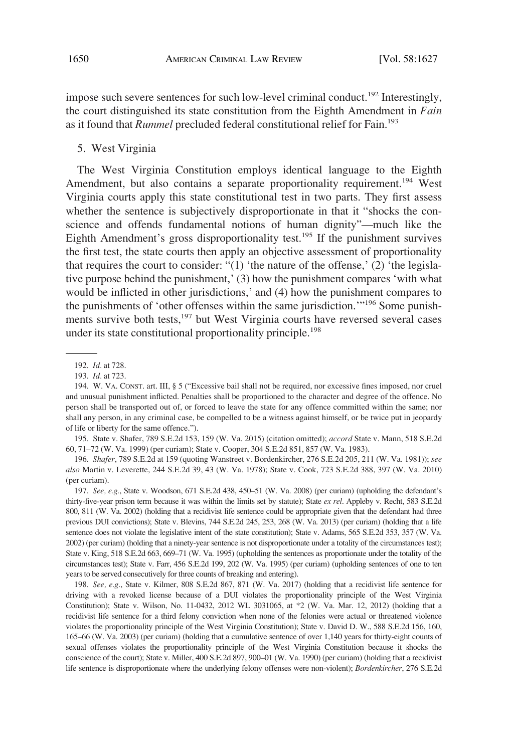impose such severe sentences for such low-level criminal conduct.[192] Interestingly, the court distinguished its state constitution from the Eighth Amendment in *Fain* as it found that *Rummel* precluded federal constitutional relief for Fain.[193]

### 5. West Virginia

The West Virginia Constitution employs identical language to the Eighth Amendment, but also contains a separate proportionality requirement.[194] West Virginia courts apply this state constitutional test in two parts. They first assess whether the sentence is subjectively disproportionate in that it "shocks the conscience and offends fundamental notions of human dignity"—much like the Eighth Amendment's gross disproportionality test.[195] If the punishment survives the first test, the state courts then apply an objective assessment of proportionality that requires the court to consider: "(1) 'the nature of the offense,' (2) 'the legislative purpose behind the punishment,' (3) how the punishment compares 'with what would be inflicted in other jurisdictions,' and (4) how the punishment compares to the punishments of 'other offenses within the same jurisdiction.'"[196] Some punishments survive both tests,[197] but West Virginia courts have reversed several cases under its state constitutional proportionality principle.[198]

---

192. *Id.* at 728.

193. *Id.* at 723.

194. W. VA. CONST. art. III, § 5 ("Excessive bail shall not be required, nor excessive fines imposed, nor cruel and unusual punishment inflicted. Penalties shall be proportioned to the character and degree of the offence. No person shall be transported out of, or forced to leave the state for any offence committed within the same; nor shall any person, in any criminal case, be compelled to be a witness against himself, or be twice put in jeopardy of life or liberty for the same offence.").

195. State v. Shafer, 789 S.E.2d 153, 159 (W. Va. 2015) (citation omitted); *accord* State v. Mann, 518 S.E.2d 60, 71–72 (W. Va. 1999) (per curiam); State v. Cooper, 304 S.E.2d 851, 857 (W. Va. 1983).

196. *Shafer*, 789 S.E.2d at 159 (quoting Wanstreet v. Bordenkircher, 276 S.E.2d 205, 211 (W. Va. 1981)); *see also* Martin v. Leverette, 244 S.E.2d 39, 43 (W. Va. 1978); State v. Cook, 723 S.E.2d 388, 397 (W. Va. 2010) (per curiam).

197. *See, e.g.*, State v. Woodson, 671 S.E.2d 438, 450–51 (W. Va. 2008) (per curiam) (upholding the defendant's thirty-five-year prison term because it was within the limits set by statute); State *ex rel.* Appleby v. Recht, 583 S.E.2d 800, 811 (W. Va. 2002) (holding that a recidivist life sentence could be appropriate given that the defendant had three previous DUI convictions); State v. Blevins, 744 S.E.2d 245, 253, 268 (W. Va. 2013) (per curiam) (holding that a life sentence does not violate the legislative intent of the state constitution); State v. Adams, 565 S.E.2d 353, 357 (W. Va. 2002) (per curiam) (holding that a ninety-year sentence is not disproportionate under a totality of the circumstances test); State v. King, 518 S.E.2d 663, 669–71 (W. Va. 1995) (upholding the sentences as proportionate under the totality of the circumstances test); State v. Farr, 456 S.E.2d 199, 202 (W. Va. 1995) (per curiam) (upholding sentences of one to ten years to be served consecutively for three counts of breaking and entering).

198. *See, e.g.*, State v. Kilmer, 808 S.E.2d 867, 871 (W. Va. 2017) (holding that a recidivist life sentence for driving with a revoked license because of a DUI violates the proportionality principle of the West Virginia Constitution); State v. Wilson, No. 11-0432, 2012 WL 3031065, at *2 (W. Va. Mar. 12, 2012) (holding that a recidivist life sentence for a third felony conviction when none of the felonies were actual or threatened violence violates the proportionality principle of the West Virginia Constitution); State v. David D. W., 588 S.E.2d 156, 160, 165–66 (W. Va. 2003) (per curiam) (holding that a cumulative sentence of over 1,140 years for thirty-eight counts of sexual offenses violates the proportionality principle of the West Virginia Constitution because it shocks the conscience of the court); State v. Miller, 400 S.E.2d 897, 900–01 (W. Va. 1990) (per curiam) (holding that a recidivist life sentence is disproportionate where the underlying felony offenses were non-violent); *Bordenkircher*, 276 S.E.2d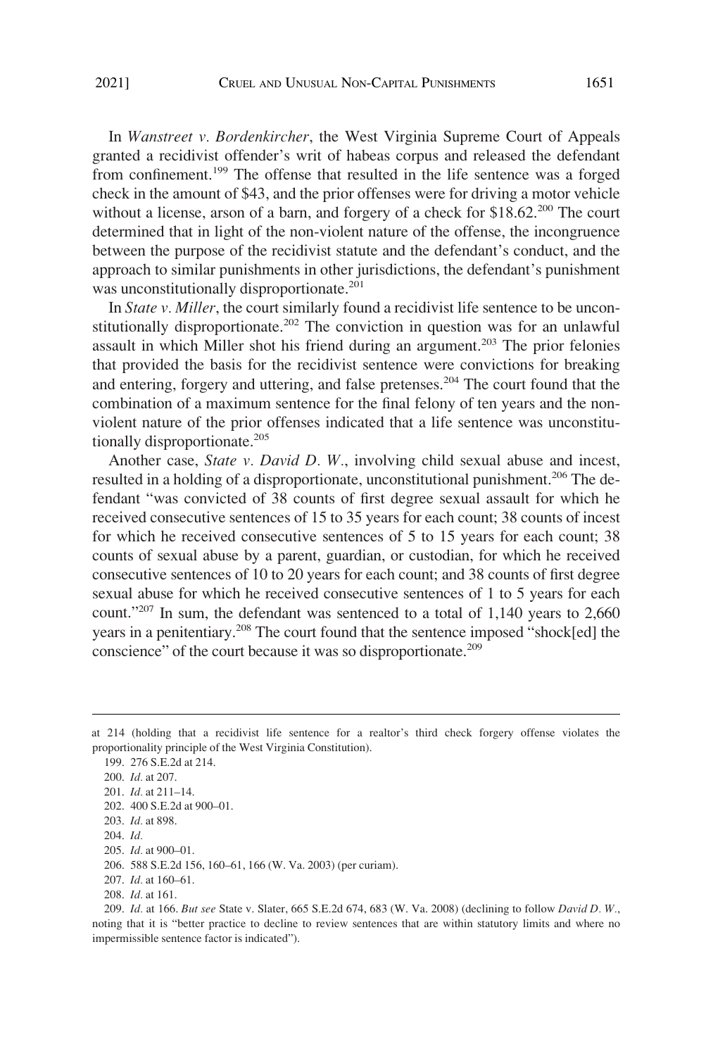In *Wanstreet v. Bordenkircher*, the West Virginia Supreme Court of Appeals granted a recidivist offender's writ of habeas corpus and released the defendant from confinement.[199] The offense that resulted in the life sentence was a forged check in the amount of $43, and the prior offenses were for driving a motor vehicle without a license, arson of a barn, and forgery of a check for $18.62.[200] The court determined that in light of the non-violent nature of the offense, the incongruence between the purpose of the recidivist statute and the defendant's conduct, and the approach to similar punishments in other jurisdictions, the defendant's punishment was unconstitutionally disproportionate.[201]

In *State v. Miller*, the court similarly found a recidivist life sentence to be unconstitutionally disproportionate.[202] The conviction in question was for an unlawful assault in which Miller shot his friend during an argument.[203] The prior felonies that provided the basis for the recidivist sentence were convictions for breaking and entering, forgery and uttering, and false pretenses.[204] The court found that the combination of a maximum sentence for the final felony of ten years and the non-violent nature of the prior offenses indicated that a life sentence was unconstitutionally disproportionate.[205]

Another case, *State v. David D. W.*, involving child sexual abuse and incest, resulted in a holding of a disproportionate, unconstitutional punishment.[206] The defendant "was convicted of 38 counts of first degree sexual assault for which he received consecutive sentences of 15 to 35 years for each count; 38 counts of incest for which he received consecutive sentences of 5 to 15 years for each count; 38 counts of sexual abuse by a parent, guardian, or custodian, for which he received consecutive sentences of 10 to 20 years for each count; and 38 counts of first degree sexual abuse for which he received consecutive sentences of 1 to 5 years for each count."[207] In sum, the defendant was sentenced to a total of 1,140 years to 2,660 years in a penitentiary.[208] The court found that the sentence imposed "shock[ed] the conscience" of the court because it was so disproportionate.[209]

---

at 214 (holding that a recidivist life sentence for a realtor's third check forgery offense violates the proportionality principle of the West Virginia Constitution).

199. 276 S.E.2d at 214.

200. *Id.* at 207.

201. *Id.* at 211–14.

202. 400 S.E.2d at 900–01.

203. *Id.* at 898.

204. *Id.*

205. *Id.* at 900–01.

206. 588 S.E.2d 156, 160–61, 166 (W. Va. 2003) (per curiam).

207. *Id.* at 160–61.

208. *Id.* at 161.

209. *Id.* at 166. *But see* State v. Slater, 665 S.E.2d 674, 683 (W. Va. 2008) (declining to follow *David D. W.*, noting that it is "better practice to decline to review sentences that are within statutory limits and where no impermissible sentence factor is indicated").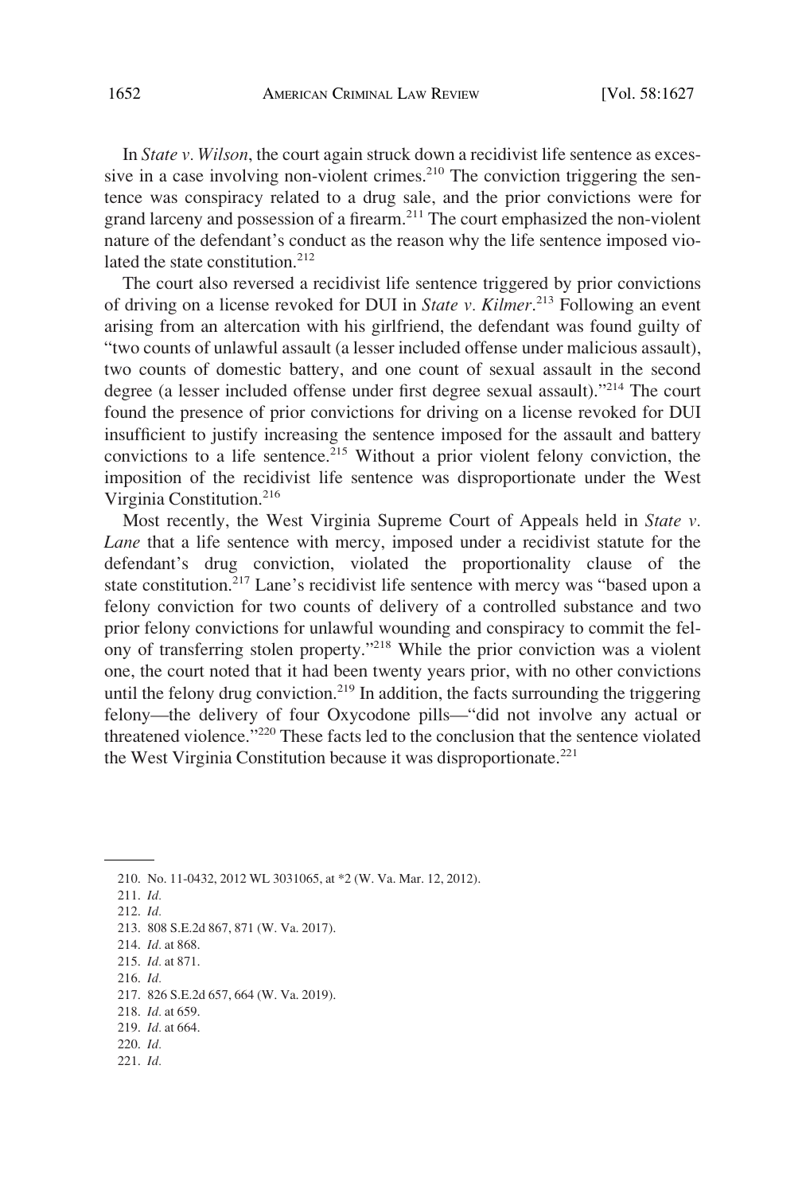In *State v. Wilson*, the court again struck down a recidivist life sentence as excessive in a case involving non-violent crimes.[210] The conviction triggering the sentence was conspiracy related to a drug sale, and the prior convictions were for grand larceny and possession of a firearm.[211] The court emphasized the non-violent nature of the defendant's conduct as the reason why the life sentence imposed violated the state constitution.[212]

The court also reversed a recidivist life sentence triggered by prior convictions of driving on a license revoked for DUI in *State v. Kilmer*.[213] Following an event arising from an altercation with his girlfriend, the defendant was found guilty of "two counts of unlawful assault (a lesser included offense under malicious assault), two counts of domestic battery, and one count of sexual assault in the second degree (a lesser included offense under first degree sexual assault)."[214] The court found the presence of prior convictions for driving on a license revoked for DUI insufficient to justify increasing the sentence imposed for the assault and battery convictions to a life sentence.[215] Without a prior violent felony conviction, the imposition of the recidivist life sentence was disproportionate under the West Virginia Constitution.[216]

Most recently, the West Virginia Supreme Court of Appeals held in *State v. Lane* that a life sentence with mercy, imposed under a recidivist statute for the defendant's drug conviction, violated the proportionality clause of the state constitution.[217] Lane's recidivist life sentence with mercy was "based upon a felony conviction for two counts of delivery of a controlled substance and two prior felony convictions for unlawful wounding and conspiracy to commit the felony of transferring stolen property."[218] While the prior conviction was a violent one, the court noted that it had been twenty years prior, with no other convictions until the felony drug conviction.[219] In addition, the facts surrounding the triggering felony—the delivery of four Oxycodone pills—"did not involve any actual or threatened violence."[220] These facts led to the conclusion that the sentence violated the West Virginia Constitution because it was disproportionate.[221]

---

210. No. 11-0432, 2012 WL 3031065, at *2 (W. Va. Mar. 12, 2012).
211. *Id.*
212. *Id.*
213. 808 S.E.2d 867, 871 (W. Va. 2017).
214. *Id.* at 868.
215. *Id.* at 871.
216. *Id.*
217. 826 S.E.2d 657, 664 (W. Va. 2019).
218. *Id.* at 659.
219. *Id.* at 664.
220. *Id.*
221. *Id.*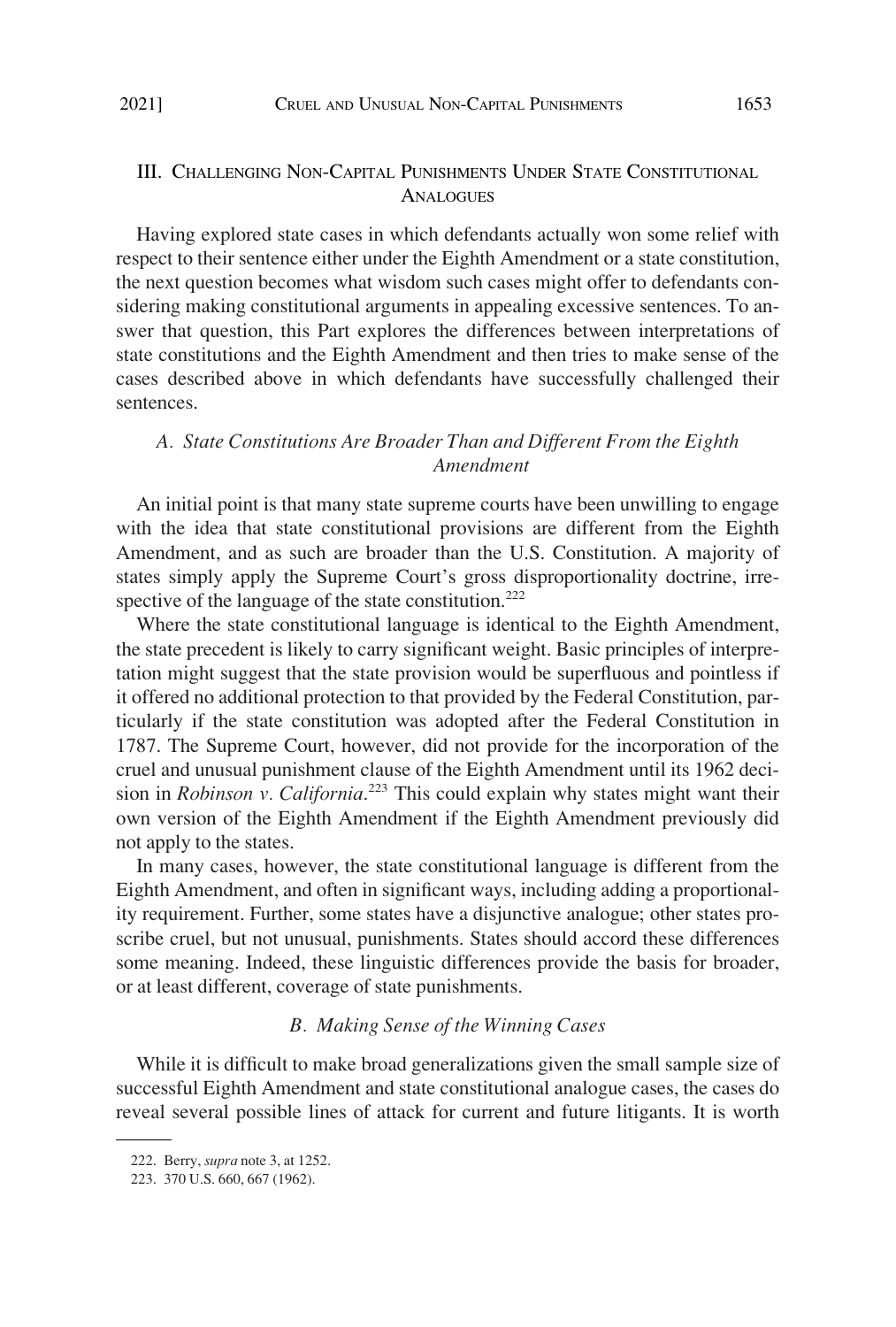## III. Challenging Non-Capital Punishments Under State Constitutional Analogues

Having explored state cases in which defendants actually won some relief with respect to their sentence either under the Eighth Amendment or a state constitution, the next question becomes what wisdom such cases might offer to defendants considering making constitutional arguments in appealing excessive sentences. To answer that question, this Part explores the differences between interpretations of state constitutions and the Eighth Amendment and then tries to make sense of the cases described above in which defendants have successfully challenged their sentences.

### *A. State Constitutions Are Broader Than and Different From the Eighth Amendment*

An initial point is that many state supreme courts have been unwilling to engage with the idea that state constitutional provisions are different from the Eighth Amendment, and as such are broader than the U.S. Constitution. A majority of states simply apply the Supreme Court's gross disproportionality doctrine, irrespective of the language of the state constitution.[222]

Where the state constitutional language is identical to the Eighth Amendment, the state precedent is likely to carry significant weight. Basic principles of interpretation might suggest that the state provision would be superfluous and pointless if it offered no additional protection to that provided by the Federal Constitution, particularly if the state constitution was adopted after the Federal Constitution in 1787. The Supreme Court, however, did not provide for the incorporation of the cruel and unusual punishment clause of the Eighth Amendment until its 1962 decision in *Robinson v. California*.[223] This could explain why states might want their own version of the Eighth Amendment if the Eighth Amendment previously did not apply to the states.

In many cases, however, the state constitutional language is different from the Eighth Amendment, and often in significant ways, including adding a proportionality requirement. Further, some states have a disjunctive analogue; other states proscribe cruel, but not unusual, punishments. States should accord these differences some meaning. Indeed, these linguistic differences provide the basis for broader, or at least different, coverage of state punishments.

### *B. Making Sense of the Winning Cases*

While it is difficult to make broad generalizations given the small sample size of successful Eighth Amendment and state constitutional analogue cases, the cases do reveal several possible lines of attack for current and future litigants. It is worth

---

222. Berry, *supra* note 3, at 1252.

223. 370 U.S. 660, 667 (1962).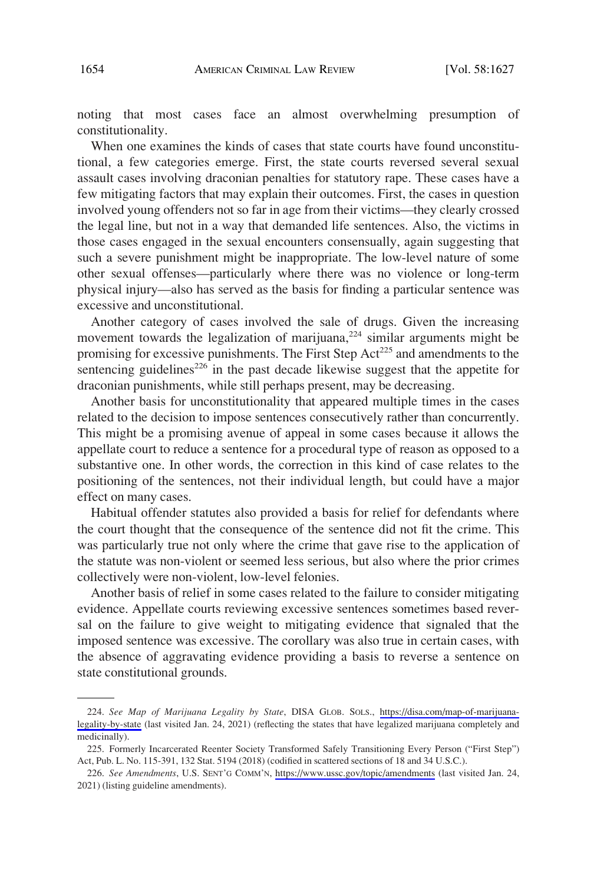noting that most cases face an almost overwhelming presumption of constitutionality.

When one examines the kinds of cases that state courts have found unconstitutional, a few categories emerge. First, the state courts reversed several sexual assault cases involving draconian penalties for statutory rape. These cases have a few mitigating factors that may explain their outcomes. First, the cases in question involved young offenders not so far in age from their victims—they clearly crossed the legal line, but not in a way that demanded life sentences. Also, the victims in those cases engaged in the sexual encounters consensually, again suggesting that such a severe punishment might be inappropriate. The low-level nature of some other sexual offenses—particularly where there was no violence or long-term physical injury—also has served as the basis for finding a particular sentence was excessive and unconstitutional.

Another category of cases involved the sale of drugs. Given the increasing movement towards the legalization of marijuana,[224] similar arguments might be promising for excessive punishments. The First Step Act[225] and amendments to the sentencing guidelines[226] in the past decade likewise suggest that the appetite for draconian punishments, while still perhaps present, may be decreasing.

Another basis for unconstitutionality that appeared multiple times in the cases related to the decision to impose sentences consecutively rather than concurrently. This might be a promising avenue of appeal in some cases because it allows the appellate court to reduce a sentence for a procedural type of reason as opposed to a substantive one. In other words, the correction in this kind of case relates to the positioning of the sentences, not their individual length, but could have a major effect on many cases.

Habitual offender statutes also provided a basis for relief for defendants where the court thought that the consequence of the sentence did not fit the crime. This was particularly true not only where the crime that gave rise to the application of the statute was non-violent or seemed less serious, but also where the prior crimes collectively were non-violent, low-level felonies.

Another basis of relief in some cases related to the failure to consider mitigating evidence. Appellate courts reviewing excessive sentences sometimes based reversal on the failure to give weight to mitigating evidence that signaled that the imposed sentence was excessive. The corollary was also true in certain cases, with the absence of aggravating evidence providing a basis to reverse a sentence on state constitutional grounds.

---

224. *See Map of Marijuana Legality by State*, DISA GLOB. SOLS., https://disa.com/map-of-marijuana-legality-by-state (last visited Jan. 24, 2021) (reflecting the states that have legalized marijuana completely and medicinally).

225. Formerly Incarcerated Reenter Society Transformed Safely Transitioning Every Person ("First Step") Act, Pub. L. No. 115-391, 132 Stat. 5194 (2018) (codified in scattered sections of 18 and 34 U.S.C.).

226. *See Amendments*, U.S. SENT'G COMM'N, https://www.ussc.gov/topic/amendments (last visited Jan. 24, 2021) (listing guideline amendments).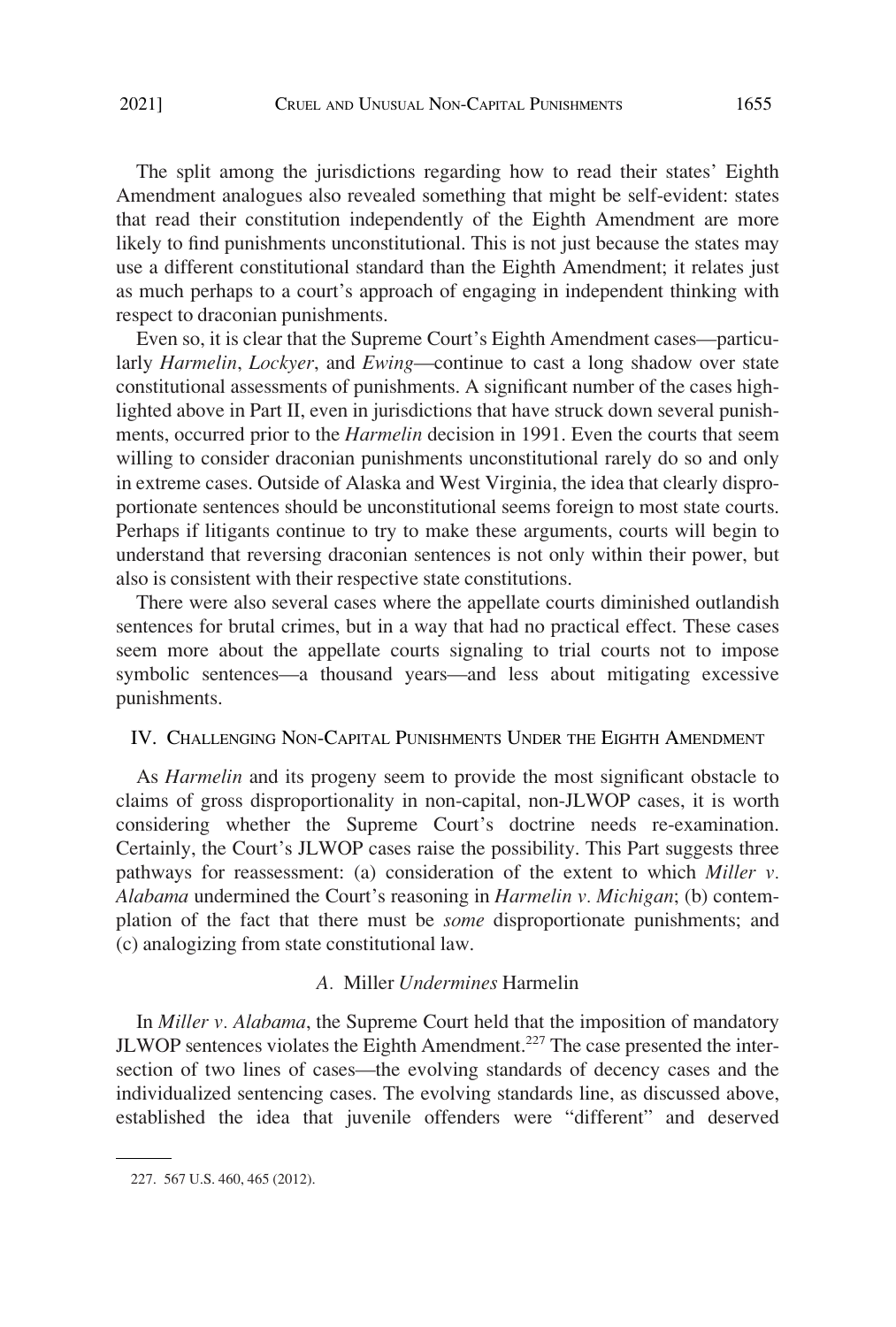The split among the jurisdictions regarding how to read their states' Eighth Amendment analogues also revealed something that might be self-evident: states that read their constitution independently of the Eighth Amendment are more likely to find punishments unconstitutional. This is not just because the states may use a different constitutional standard than the Eighth Amendment; it relates just as much perhaps to a court's approach of engaging in independent thinking with respect to draconian punishments.

Even so, it is clear that the Supreme Court's Eighth Amendment cases—particularly *Harmelin*, *Lockyer*, and *Ewing*—continue to cast a long shadow over state constitutional assessments of punishments. A significant number of the cases highlighted above in Part II, even in jurisdictions that have struck down several punishments, occurred prior to the *Harmelin* decision in 1991. Even the courts that seem willing to consider draconian punishments unconstitutional rarely do so and only in extreme cases. Outside of Alaska and West Virginia, the idea that clearly disproportionate sentences should be unconstitutional seems foreign to most state courts. Perhaps if litigants continue to try to make these arguments, courts will begin to understand that reversing draconian sentences is not only within their power, but also is consistent with their respective state constitutions.

There were also several cases where the appellate courts diminished outlandish sentences for brutal crimes, but in a way that had no practical effect. These cases seem more about the appellate courts signaling to trial courts not to impose symbolic sentences—a thousand years—and less about mitigating excessive punishments.

## IV. Challenging Non-Capital Punishments Under the Eighth Amendment

As *Harmelin* and its progeny seem to provide the most significant obstacle to claims of gross disproportionality in non-capital, non-JLWOP cases, it is worth considering whether the Supreme Court's doctrine needs re-examination. Certainly, the Court's JLWOP cases raise the possibility. This Part suggests three pathways for reassessment: (a) consideration of the extent to which *Miller v. Alabama* undermined the Court's reasoning in *Harmelin v. Michigan*; (b) contemplation of the fact that there must be *some* disproportionate punishments; and (c) analogizing from state constitutional law.

### A. Miller *Undermines* Harmelin

In *Miller v. Alabama*, the Supreme Court held that the imposition of mandatory JLWOP sentences violates the Eighth Amendment.[227] The case presented the intersection of two lines of cases—the evolving standards of decency cases and the individualized sentencing cases. The evolving standards line, as discussed above, established the idea that juvenile offenders were "different" and deserved

---

227. 567 U.S. 460, 465 (2012).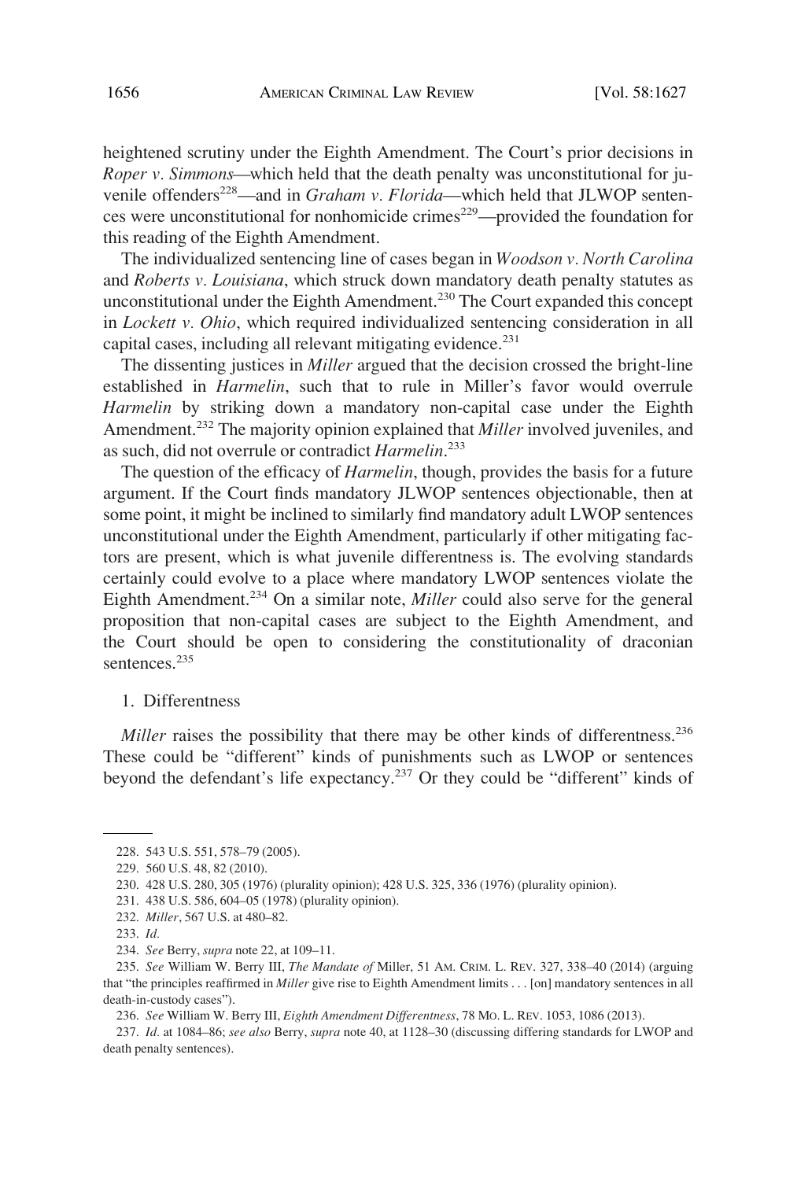heightened scrutiny under the Eighth Amendment. The Court's prior decisions in *Roper v. Simmons*—which held that the death penalty was unconstitutional for juvenile offenders[228]—and in *Graham v. Florida*—which held that JLWOP sentences were unconstitutional for nonhomicide crimes[229]—provided the foundation for this reading of the Eighth Amendment.

The individualized sentencing line of cases began in *Woodson v. North Carolina* and *Roberts v. Louisiana*, which struck down mandatory death penalty statutes as unconstitutional under the Eighth Amendment.[230] The Court expanded this concept in *Lockett v. Ohio*, which required individualized sentencing consideration in all capital cases, including all relevant mitigating evidence.[231]

The dissenting justices in *Miller* argued that the decision crossed the bright-line established in *Harmelin*, such that to rule in Miller's favor would overrule *Harmelin* by striking down a mandatory non-capital case under the Eighth Amendment.[232] The majority opinion explained that *Miller* involved juveniles, and as such, did not overrule or contradict *Harmelin*.[233]

The question of the efficacy of *Harmelin*, though, provides the basis for a future argument. If the Court finds mandatory JLWOP sentences objectionable, then at some point, it might be inclined to similarly find mandatory adult LWOP sentences unconstitutional under the Eighth Amendment, particularly if other mitigating factors are present, which is what juvenile differentness is. The evolving standards certainly could evolve to a place where mandatory LWOP sentences violate the Eighth Amendment.[234] On a similar note, *Miller* could also serve for the general proposition that non-capital cases are subject to the Eighth Amendment, and the Court should be open to considering the constitutionality of draconian sentences.[235]

### 1. Differentness

*Miller* raises the possibility that there may be other kinds of differentness.[236] These could be "different" kinds of punishments such as LWOP or sentences beyond the defendant's life expectancy.[237] Or they could be "different" kinds of

---

228. 543 U.S. 551, 578–79 (2005).

229. 560 U.S. 48, 82 (2010).

230. 428 U.S. 280, 305 (1976) (plurality opinion); 428 U.S. 325, 336 (1976) (plurality opinion).

231. 438 U.S. 586, 604–05 (1978) (plurality opinion).

232. *Miller*, 567 U.S. at 480–82.

233. *Id.*

234. *See* Berry, *supra* note 22, at 109–11.

235. *See* William W. Berry III, *The Mandate of* Miller, 51 AM. CRIM. L. REV. 327, 338–40 (2014) (arguing that "the principles reaffirmed in *Miller* give rise to Eighth Amendment limits . . . [on] mandatory sentences in all death-in-custody cases").

236. *See* William W. Berry III, *Eighth Amendment Differentness*, 78 MO. L. REV. 1053, 1086 (2013).

237. *Id.* at 1084–86; *see also* Berry, *supra* note 40, at 1128–30 (discussing differing standards for LWOP and death penalty sentences).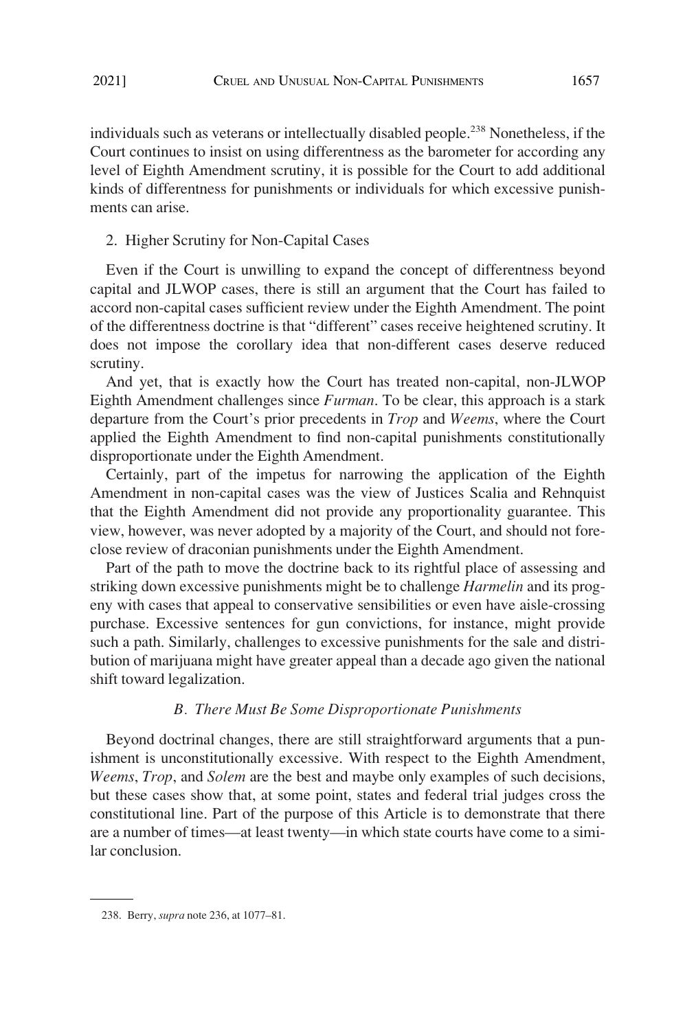individuals such as veterans or intellectually disabled people.[238] Nonetheless, if the Court continues to insist on using differentness as the barometer for according any level of Eighth Amendment scrutiny, it is possible for the Court to add additional kinds of differentness for punishments or individuals for which excessive punishments can arise.

### 2. Higher Scrutiny for Non-Capital Cases

Even if the Court is unwilling to expand the concept of differentness beyond capital and JLWOP cases, there is still an argument that the Court has failed to accord non-capital cases sufficient review under the Eighth Amendment. The point of the differentness doctrine is that "different" cases receive heightened scrutiny. It does not impose the corollary idea that non-different cases deserve reduced scrutiny.

And yet, that is exactly how the Court has treated non-capital, non-JLWOP Eighth Amendment challenges since *Furman*. To be clear, this approach is a stark departure from the Court's prior precedents in *Trop* and *Weems*, where the Court applied the Eighth Amendment to find non-capital punishments constitutionally disproportionate under the Eighth Amendment.

Certainly, part of the impetus for narrowing the application of the Eighth Amendment in non-capital cases was the view of Justices Scalia and Rehnquist that the Eighth Amendment did not provide any proportionality guarantee. This view, however, was never adopted by a majority of the Court, and should not foreclose review of draconian punishments under the Eighth Amendment.

Part of the path to move the doctrine back to its rightful place of assessing and striking down excessive punishments might be to challenge *Harmelin* and its progeny with cases that appeal to conservative sensibilities or even have aisle-crossing purchase. Excessive sentences for gun convictions, for instance, might provide such a path. Similarly, challenges to excessive punishments for the sale and distribution of marijuana might have greater appeal than a decade ago given the national shift toward legalization.

## *B. There Must Be Some Disproportionate Punishments*

Beyond doctrinal changes, there are still straightforward arguments that a punishment is unconstitutionally excessive. With respect to the Eighth Amendment, *Weems*, *Trop*, and *Solem* are the best and maybe only examples of such decisions, but these cases show that, at some point, states and federal trial judges cross the constitutional line. Part of the purpose of this Article is to demonstrate that there are a number of times—at least twenty—in which state courts have come to a similar conclusion.

---

238. Berry, *supra* note 236, at 1077–81.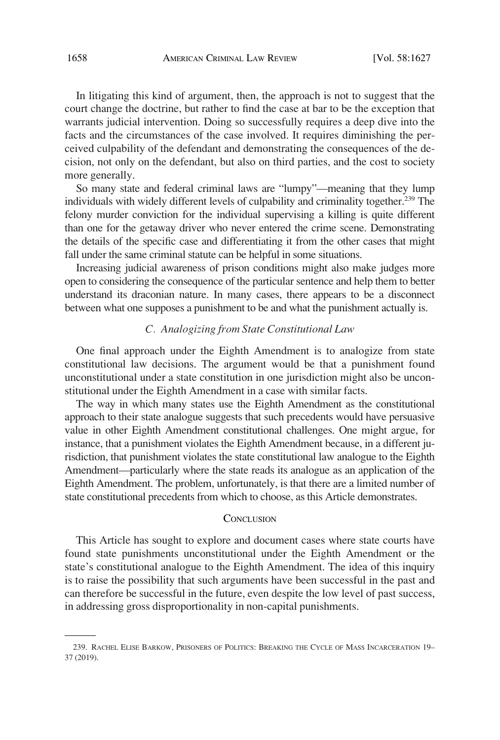In litigating this kind of argument, then, the approach is not to suggest that the court change the doctrine, but rather to find the case at bar to be the exception that warrants judicial intervention. Doing so successfully requires a deep dive into the facts and the circumstances of the case involved. It requires diminishing the perceived culpability of the defendant and demonstrating the consequences of the decision, not only on the defendant, but also on third parties, and the cost to society more generally.

So many state and federal criminal laws are "lumpy"—meaning that they lump individuals with widely different levels of culpability and criminality together.[239] The felony murder conviction for the individual supervising a killing is quite different than one for the getaway driver who never entered the crime scene. Demonstrating the details of the specific case and differentiating it from the other cases that might fall under the same criminal statute can be helpful in some situations.

Increasing judicial awareness of prison conditions might also make judges more open to considering the consequence of the particular sentence and help them to better understand its draconian nature. In many cases, there appears to be a disconnect between what one supposes a punishment to be and what the punishment actually is.

### *C. Analogizing from State Constitutional Law*

One final approach under the Eighth Amendment is to analogize from state constitutional law decisions. The argument would be that a punishment found unconstitutional under a state constitution in one jurisdiction might also be unconstitutional under the Eighth Amendment in a case with similar facts.

The way in which many states use the Eighth Amendment as the constitutional approach to their state analogue suggests that such precedents would have persuasive value in other Eighth Amendment constitutional challenges. One might argue, for instance, that a punishment violates the Eighth Amendment because, in a different jurisdiction, that punishment violates the state constitutional law analogue to the Eighth Amendment—particularly where the state reads its analogue as an application of the Eighth Amendment. The problem, unfortunately, is that there are a limited number of state constitutional precedents from which to choose, as this Article demonstrates.

## Conclusion

This Article has sought to explore and document cases where state courts have found state punishments unconstitutional under the Eighth Amendment or the state's constitutional analogue to the Eighth Amendment. The idea of this inquiry is to raise the possibility that such arguments have been successful in the past and can therefore be successful in the future, even despite the low level of past success, in addressing gross disproportionality in non-capital punishments.

---

239. Rachel Elise Barkow, Prisoners of Politics: Breaking the Cycle of Mass Incarceration 19–37 (2019).